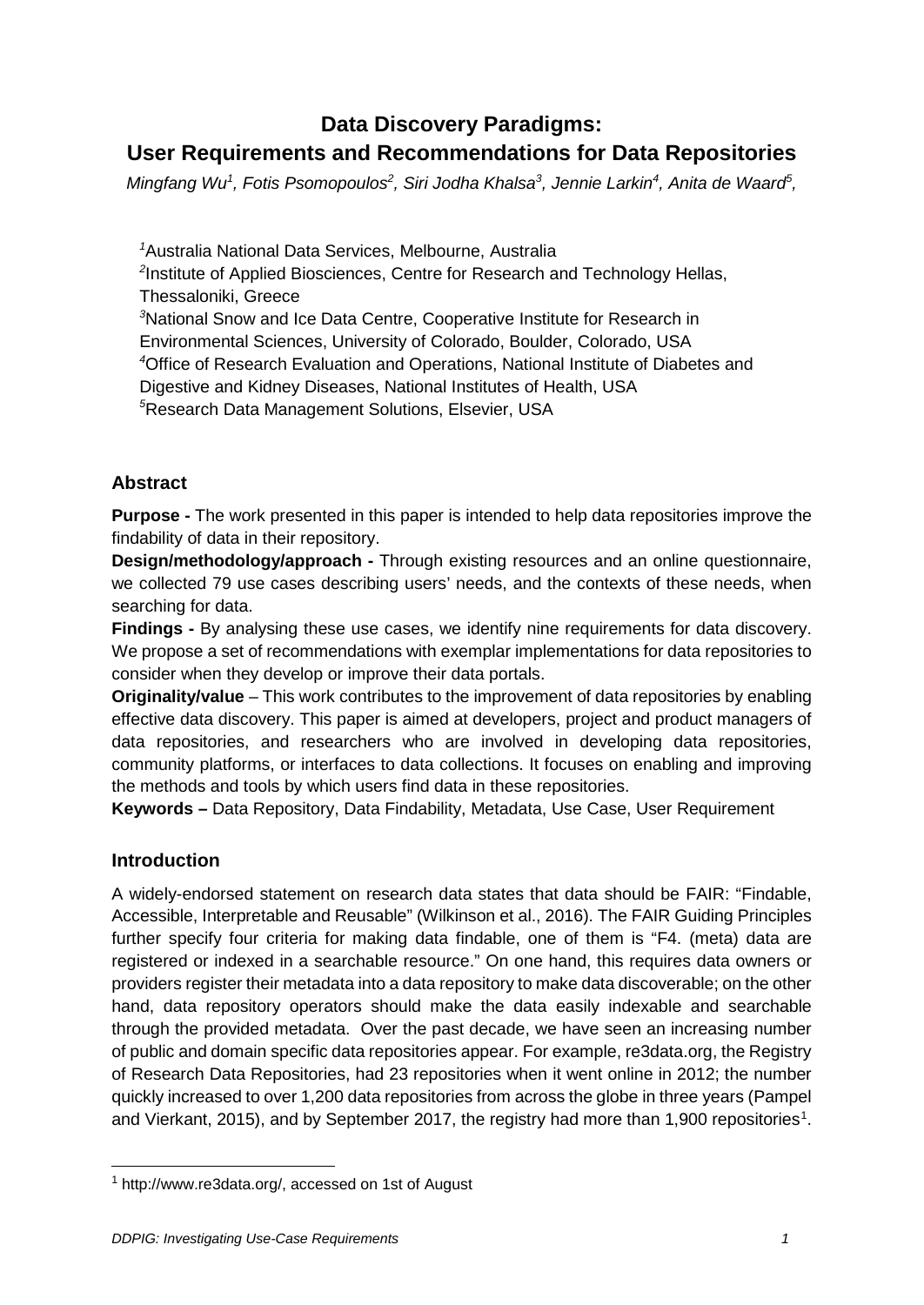# Data Discovery Paradigms: User Requirements and Recommendations for Data Repositories

*Mingfang Wu[1], Fotis Psomopoulos[2], Siri Jodha Khalsa[3], Jennie Larkin[4], Anita de Waard[5],*

[1]Australia National Data Services, Melbourne, Australia
[2]Institute of Applied Biosciences, Centre for Research and Technology Hellas, Thessaloniki, Greece
[3]National Snow and Ice Data Centre, Cooperative Institute for Research in Environmental Sciences, University of Colorado, Boulder, Colorado, USA
[4]Office of Research Evaluation and Operations, National Institute of Diabetes and Digestive and Kidney Diseases, National Institutes of Health, USA
[5]Research Data Management Solutions, Elsevier, USA

## Abstract

**Purpose -** The work presented in this paper is intended to help data repositories improve the findability of data in their repository.

**Design/methodology/approach -** Through existing resources and an online questionnaire, we collected 79 use cases describing users' needs, and the contexts of these needs, when searching for data.

**Findings -** By analysing these use cases, we identify nine requirements for data discovery. We propose a set of recommendations with exemplar implementations for data repositories to consider when they develop or improve their data portals.

**Originality/value** – This work contributes to the improvement of data repositories by enabling effective data discovery. This paper is aimed at developers, project and product managers of data repositories, and researchers who are involved in developing data repositories, community platforms, or interfaces to data collections. It focuses on enabling and improving the methods and tools by which users find data in these repositories.

**Keywords –** Data Repository, Data Findability, Metadata, Use Case, User Requirement

## Introduction

A widely-endorsed statement on research data states that data should be FAIR: "Findable, Accessible, Interpretable and Reusable" (Wilkinson et al., 2016). The FAIR Guiding Principles further specify four criteria for making data findable, one of them is "F4. (meta) data are registered or indexed in a searchable resource." On one hand, this requires data owners or providers register their metadata into a data repository to make data discoverable; on the other hand, data repository operators should make the data easily indexable and searchable through the provided metadata. Over the past decade, we have seen an increasing number of public and domain specific data repositories appear. For example, re3data.org, the Registry of Research Data Repositories, had 23 repositories when it went online in 2012; the number quickly increased to over 1,200 data repositories from across the globe in three years (Pampel and Vierkant, 2015), and by September 2017, the registry had more than 1,900 repositories[1].

[1] http://www.re3data.org/, accessed on 1st of August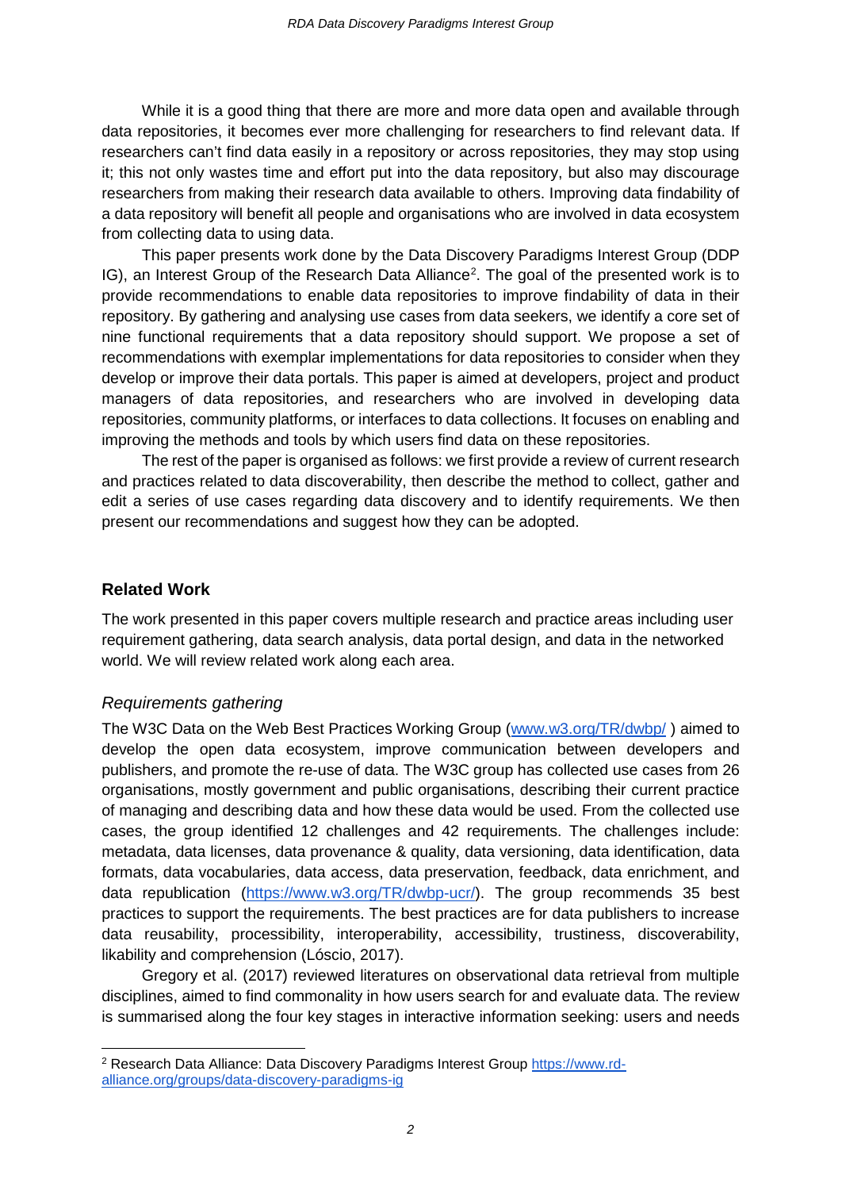While it is a good thing that there are more and more data open and available through data repositories, it becomes ever more challenging for researchers to find relevant data. If researchers can't find data easily in a repository or across repositories, they may stop using it; this not only wastes time and effort put into the data repository, but also may discourage researchers from making their research data available to others. Improving data findability of a data repository will benefit all people and organisations who are involved in data ecosystem from collecting data to using data.

This paper presents work done by the Data Discovery Paradigms Interest Group (DDP IG), an Interest Group of the Research Data Alliance[2]. The goal of the presented work is to provide recommendations to enable data repositories to improve findability of data in their repository. By gathering and analysing use cases from data seekers, we identify a core set of nine functional requirements that a data repository should support. We propose a set of recommendations with exemplar implementations for data repositories to consider when they develop or improve their data portals. This paper is aimed at developers, project and product managers of data repositories, and researchers who are involved in developing data repositories, community platforms, or interfaces to data collections. It focuses on enabling and improving the methods and tools by which users find data on these repositories.

The rest of the paper is organised as follows: we first provide a review of current research and practices related to data discoverability, then describe the method to collect, gather and edit a series of use cases regarding data discovery and to identify requirements. We then present our recommendations and suggest how they can be adopted.

## Related Work

The work presented in this paper covers multiple research and practice areas including user requirement gathering, data search analysis, data portal design, and data in the networked world. We will review related work along each area.

### *Requirements gathering*

The W3C Data on the Web Best Practices Working Group (www.w3.org/TR/dwbp/ ) aimed to develop the open data ecosystem, improve communication between developers and publishers, and promote the re-use of data. The W3C group has collected use cases from 26 organisations, mostly government and public organisations, describing their current practice of managing and describing data and how these data would be used. From the collected use cases, the group identified 12 challenges and 42 requirements. The challenges include: metadata, data licenses, data provenance & quality, data versioning, data identification, data formats, data vocabularies, data access, data preservation, feedback, data enrichment, and data republication (https://www.w3.org/TR/dwbp-ucr/). The group recommends 35 best practices to support the requirements. The best practices are for data publishers to increase data reusability, processibility, interoperability, accessibility, trustiness, discoverability, likability and comprehension (Lóscio, 2017).

Gregory et al. (2017) reviewed literatures on observational data retrieval from multiple disciplines, aimed to find commonality in how users search for and evaluate data. The review is summarised along the four key stages in interactive information seeking: users and needs

[2] Research Data Alliance: Data Discovery Paradigms Interest Group https://www.rd-alliance.org/groups/data-discovery-paradigms-ig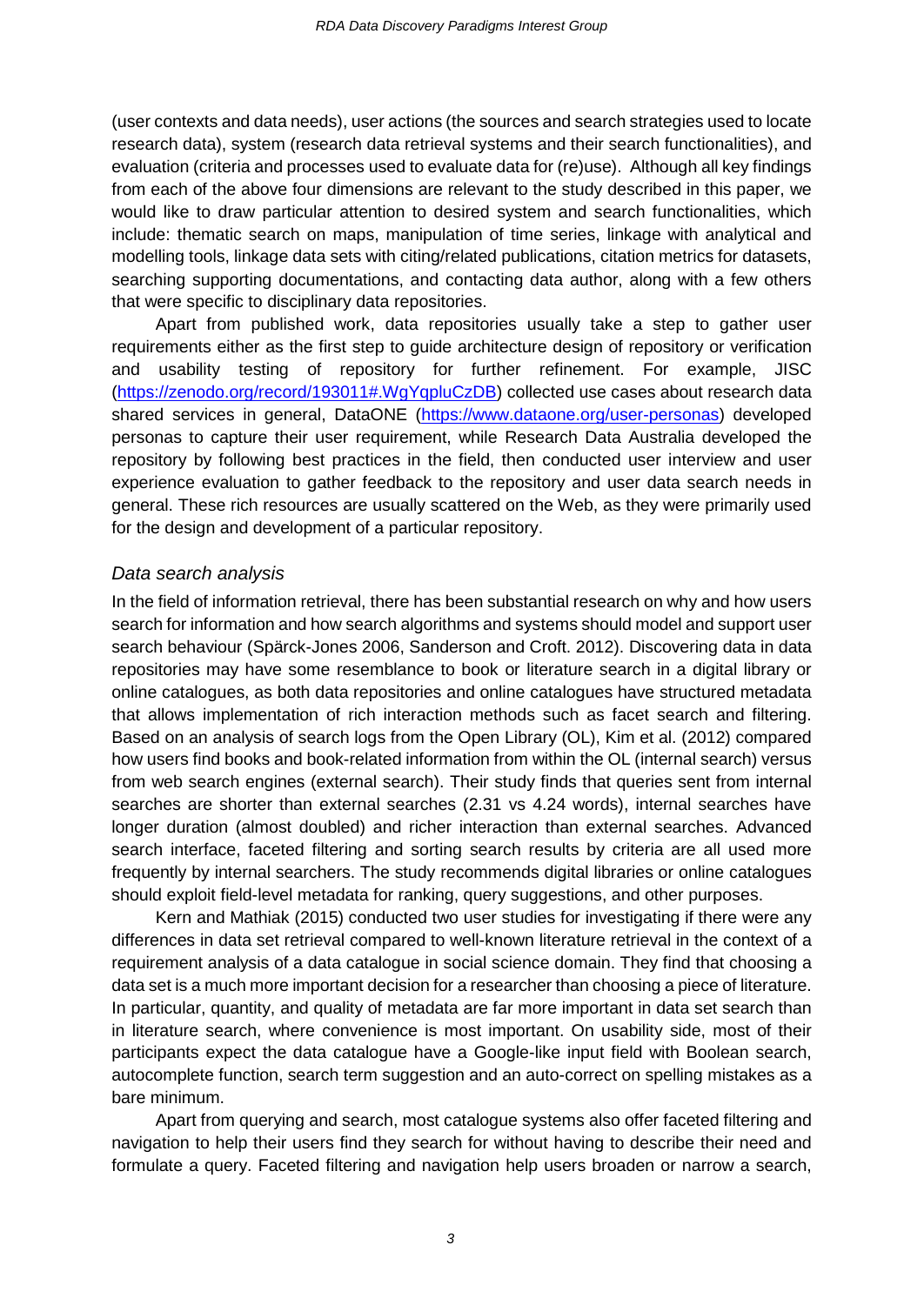(user contexts and data needs), user actions (the sources and search strategies used to locate research data), system (research data retrieval systems and their search functionalities), and evaluation (criteria and processes used to evaluate data for (re)use). Although all key findings from each of the above four dimensions are relevant to the study described in this paper, we would like to draw particular attention to desired system and search functionalities, which include: thematic search on maps, manipulation of time series, linkage with analytical and modelling tools, linkage data sets with citing/related publications, citation metrics for datasets, searching supporting documentations, and contacting data author, along with a few others that were specific to disciplinary data repositories.

Apart from published work, data repositories usually take a step to gather user requirements either as the first step to guide architecture design of repository or verification and usability testing of repository for further refinement. For example, JISC (https://zenodo.org/record/193011#.WgYqpluCzDB) collected use cases about research data shared services in general, DataONE (https://www.dataone.org/user-personas) developed personas to capture their user requirement, while Research Data Australia developed the repository by following best practices in the field, then conducted user interview and user experience evaluation to gather feedback to the repository and user data search needs in general. These rich resources are usually scattered on the Web, as they were primarily used for the design and development of a particular repository.

### *Data search analysis*

In the field of information retrieval, there has been substantial research on why and how users search for information and how search algorithms and systems should model and support user search behaviour (Spärck-Jones 2006, Sanderson and Croft. 2012). Discovering data in data repositories may have some resemblance to book or literature search in a digital library or online catalogues, as both data repositories and online catalogues have structured metadata that allows implementation of rich interaction methods such as facet search and filtering. Based on an analysis of search logs from the Open Library (OL), Kim et al. (2012) compared how users find books and book-related information from within the OL (internal search) versus from web search engines (external search). Their study finds that queries sent from internal searches are shorter than external searches (2.31 vs 4.24 words), internal searches have longer duration (almost doubled) and richer interaction than external searches. Advanced search interface, faceted filtering and sorting search results by criteria are all used more frequently by internal searchers. The study recommends digital libraries or online catalogues should exploit field-level metadata for ranking, query suggestions, and other purposes.

Kern and Mathiak (2015) conducted two user studies for investigating if there were any differences in data set retrieval compared to well-known literature retrieval in the context of a requirement analysis of a data catalogue in social science domain. They find that choosing a data set is a much more important decision for a researcher than choosing a piece of literature. In particular, quantity, and quality of metadata are far more important in data set search than in literature search, where convenience is most important. On usability side, most of their participants expect the data catalogue have a Google-like input field with Boolean search, autocomplete function, search term suggestion and an auto-correct on spelling mistakes as a bare minimum.

Apart from querying and search, most catalogue systems also offer faceted filtering and navigation to help their users find they search for without having to describe their need and formulate a query. Faceted filtering and navigation help users broaden or narrow a search,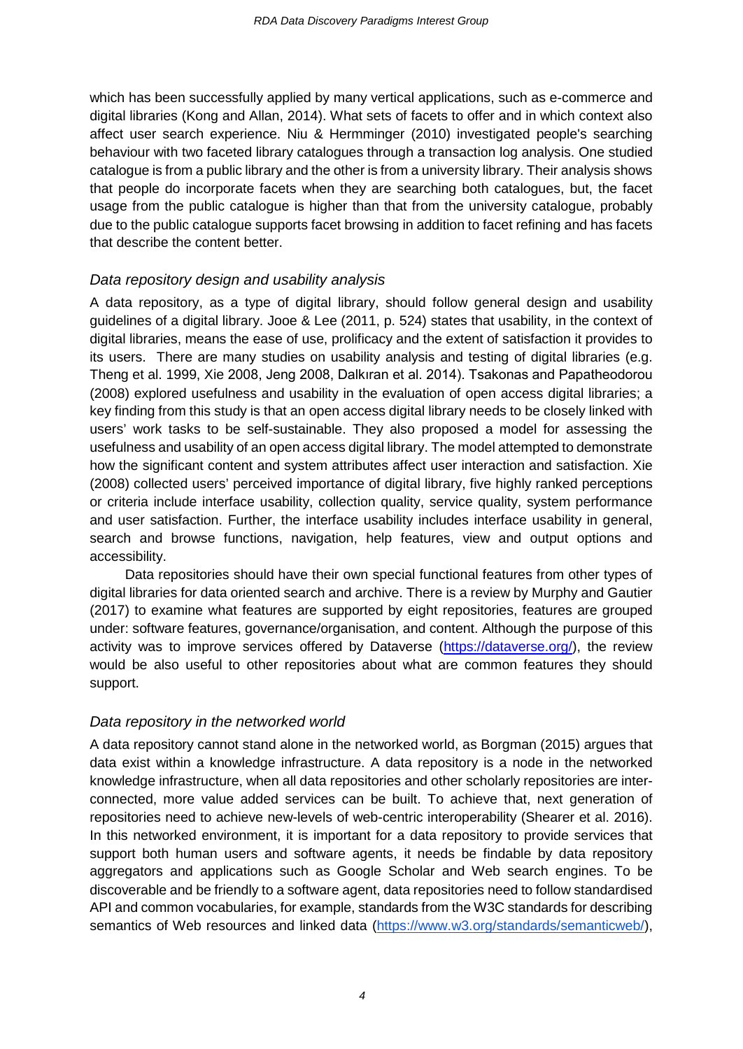which has been successfully applied by many vertical applications, such as e-commerce and digital libraries (Kong and Allan, 2014). What sets of facets to offer and in which context also affect user search experience. Niu & Hermminger (2010) investigated people's searching behaviour with two faceted library catalogues through a transaction log analysis. One studied catalogue is from a public library and the other is from a university library. Their analysis shows that people do incorporate facets when they are searching both catalogues, but, the facet usage from the public catalogue is higher than that from the university catalogue, probably due to the public catalogue supports facet browsing in addition to facet refining and has facets that describe the content better.

### *Data repository design and usability analysis*

A data repository, as a type of digital library, should follow general design and usability guidelines of a digital library. Jooe & Lee (2011, p. 524) states that usability, in the context of digital libraries, means the ease of use, prolificacy and the extent of satisfaction it provides to its users. There are many studies on usability analysis and testing of digital libraries (e.g. Theng et al. 1999, Xie 2008, Jeng 2008, Dalkıran et al. 2014). Tsakonas and Papatheodorou (2008) explored usefulness and usability in the evaluation of open access digital libraries; a key finding from this study is that an open access digital library needs to be closely linked with users' work tasks to be self-sustainable. They also proposed a model for assessing the usefulness and usability of an open access digital library. The model attempted to demonstrate how the significant content and system attributes affect user interaction and satisfaction. Xie (2008) collected users' perceived importance of digital library, five highly ranked perceptions or criteria include interface usability, collection quality, service quality, system performance and user satisfaction. Further, the interface usability includes interface usability in general, search and browse functions, navigation, help features, view and output options and accessibility.

Data repositories should have their own special functional features from other types of digital libraries for data oriented search and archive. There is a review by Murphy and Gautier (2017) to examine what features are supported by eight repositories, features are grouped under: software features, governance/organisation, and content. Although the purpose of this activity was to improve services offered by Dataverse (https://dataverse.org/), the review would be also useful to other repositories about what are common features they should support.

### *Data repository in the networked world*

A data repository cannot stand alone in the networked world, as Borgman (2015) argues that data exist within a knowledge infrastructure. A data repository is a node in the networked knowledge infrastructure, when all data repositories and other scholarly repositories are inter-connected, more value added services can be built. To achieve that, next generation of repositories need to achieve new-levels of web-centric interoperability (Shearer et al. 2016). In this networked environment, it is important for a data repository to provide services that support both human users and software agents, it needs be findable by data repository aggregators and applications such as Google Scholar and Web search engines. To be discoverable and be friendly to a software agent, data repositories need to follow standardised API and common vocabularies, for example, standards from the W3C standards for describing semantics of Web resources and linked data (https://www.w3.org/standards/semanticweb/),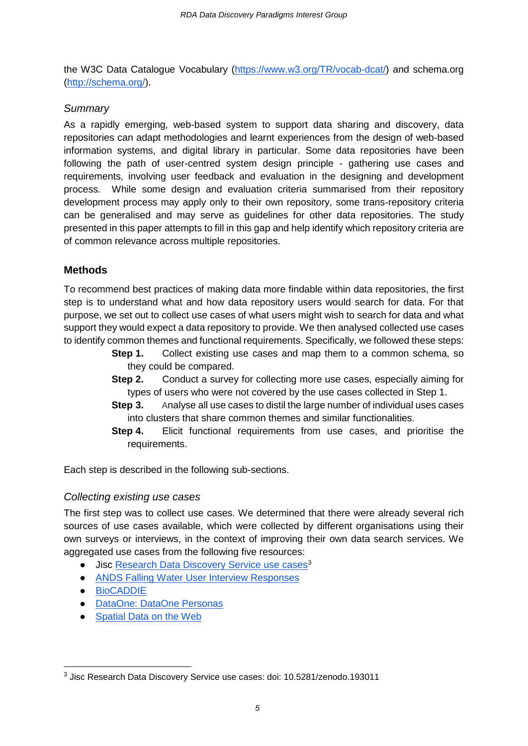the W3C Data Catalogue Vocabulary (https://www.w3.org/TR/vocab-dcat/) and schema.org (http://schema.org/).

### *Summary*

As a rapidly emerging, web-based system to support data sharing and discovery, data repositories can adapt methodologies and learnt experiences from the design of web-based information systems, and digital library in particular. Some data repositories have been following the path of user-centred system design principle - gathering use cases and requirements, involving user feedback and evaluation in the designing and development process. While some design and evaluation criteria summarised from their repository development process may apply only to their own repository, some trans-repository criteria can be generalised and may serve as guidelines for other data repositories. The study presented in this paper attempts to fill in this gap and help identify which repository criteria are of common relevance across multiple repositories.

## **Methods**

To recommend best practices of making data more findable within data repositories, the first step is to understand what and how data repository users would search for data. For that purpose, we set out to collect use cases of what users might wish to search for data and what support they would expect a data repository to provide. We then analysed collected use cases to identify common themes and functional requirements. Specifically, we followed these steps:

- **Step 1.** Collect existing use cases and map them to a common schema, so they could be compared.
- **Step 2.** Conduct a survey for collecting more use cases, especially aiming for types of users who were not covered by the use cases collected in Step 1.
- **Step 3.** Analyse all use cases to distil the large number of individual uses cases into clusters that share common themes and similar functionalities.
- **Step 4.** Elicit functional requirements from use cases, and prioritise the requirements.

Each step is described in the following sub-sections.

### *Collecting existing use cases*

The first step was to collect use cases. We determined that there were already several rich sources of use cases available, which were collected by different organisations using their own surveys or interviews, in the context of improving their own data search services. We aggregated use cases from the following five resources:

- Jisc Research Data Discovery Service use cases[3]
- ANDS Falling Water User Interview Responses
- BioCADDIE
- DataOne: DataOne Personas
- Spatial Data on the Web

[3] Jisc Research Data Discovery Service use cases: doi: 10.5281/zenodo.193011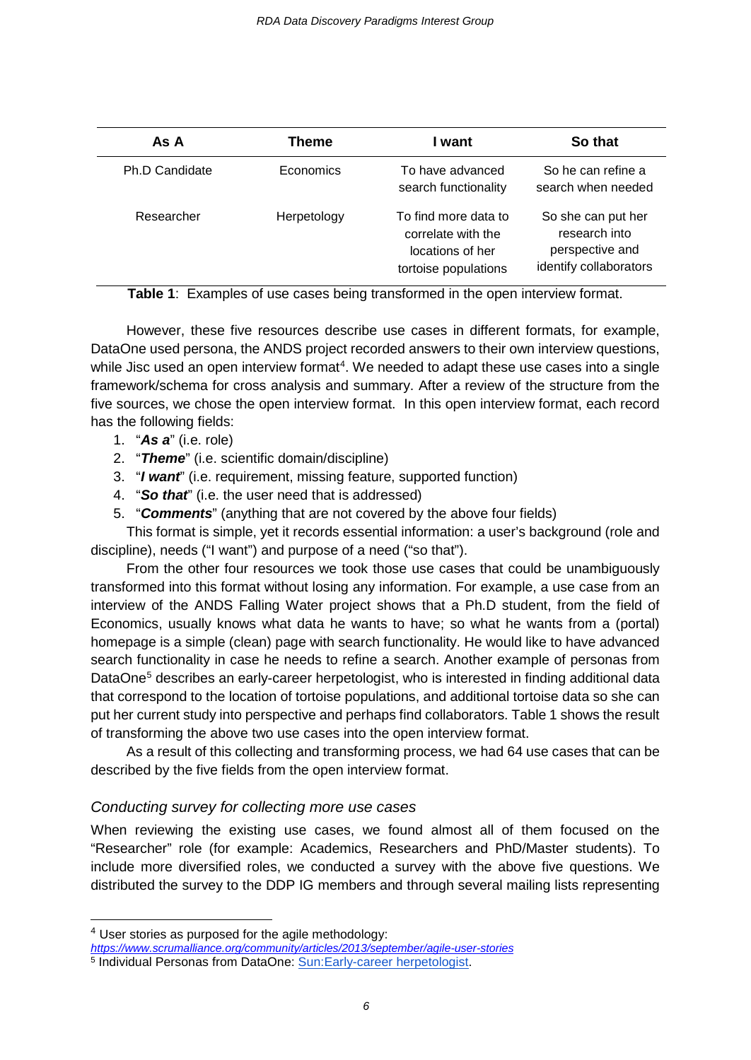| As A | Theme | I want | So that |
|---|---|---|---|
| Ph.D Candidate | Economics | To have advanced search functionality | So he can refine a search when needed |
| Researcher | Herpetology | To find more data to correlate with the locations of her tortoise populations | So she can put her research into perspective and identify collaborators |

**Table 1**: Examples of use cases being transformed in the open interview format.

However, these five resources describe use cases in different formats, for example, DataOne used persona, the ANDS project recorded answers to their own interview questions, while Jisc used an open interview format[4]. We needed to adapt these use cases into a single framework/schema for cross analysis and summary. After a review of the structure from the five sources, we chose the open interview format. In this open interview format, each record has the following fields:

1. "***As a***" (i.e. role)
2. "***Theme***" (i.e. scientific domain/discipline)
3. "***I want***" (i.e. requirement, missing feature, supported function)
4. "***So that***" (i.e. the user need that is addressed)
5. "***Comments***" (anything that are not covered by the above four fields)

This format is simple, yet it records essential information: a user's background (role and discipline), needs ("I want") and purpose of a need ("so that").

From the other four resources we took those use cases that could be unambiguously transformed into this format without losing any information. For example, a use case from an interview of the ANDS Falling Water project shows that a Ph.D student, from the field of Economics, usually knows what data he wants to have; so what he wants from a (portal) homepage is a simple (clean) page with search functionality. He would like to have advanced search functionality in case he needs to refine a search. Another example of personas from DataOne[5] describes an early-career herpetologist, who is interested in finding additional data that correspond to the location of tortoise populations, and additional tortoise data so she can put her current study into perspective and perhaps find collaborators. Table 1 shows the result of transforming the above two use cases into the open interview format.

As a result of this collecting and transforming process, we had 64 use cases that can be described by the five fields from the open interview format.

### *Conducting survey for collecting more use cases*

When reviewing the existing use cases, we found almost all of them focused on the "Researcher" role (for example: Academics, Researchers and PhD/Master students). To include more diversified roles, we conducted a survey with the above five questions. We distributed the survey to the DDP IG members and through several mailing lists representing

---

[4] User stories as purposed for the agile methodology: *https://www.scrumalliance.org/community/articles/2013/september/agile-user-stories*

[5] Individual Personas from DataOne: Sun:Early-career herpetologist.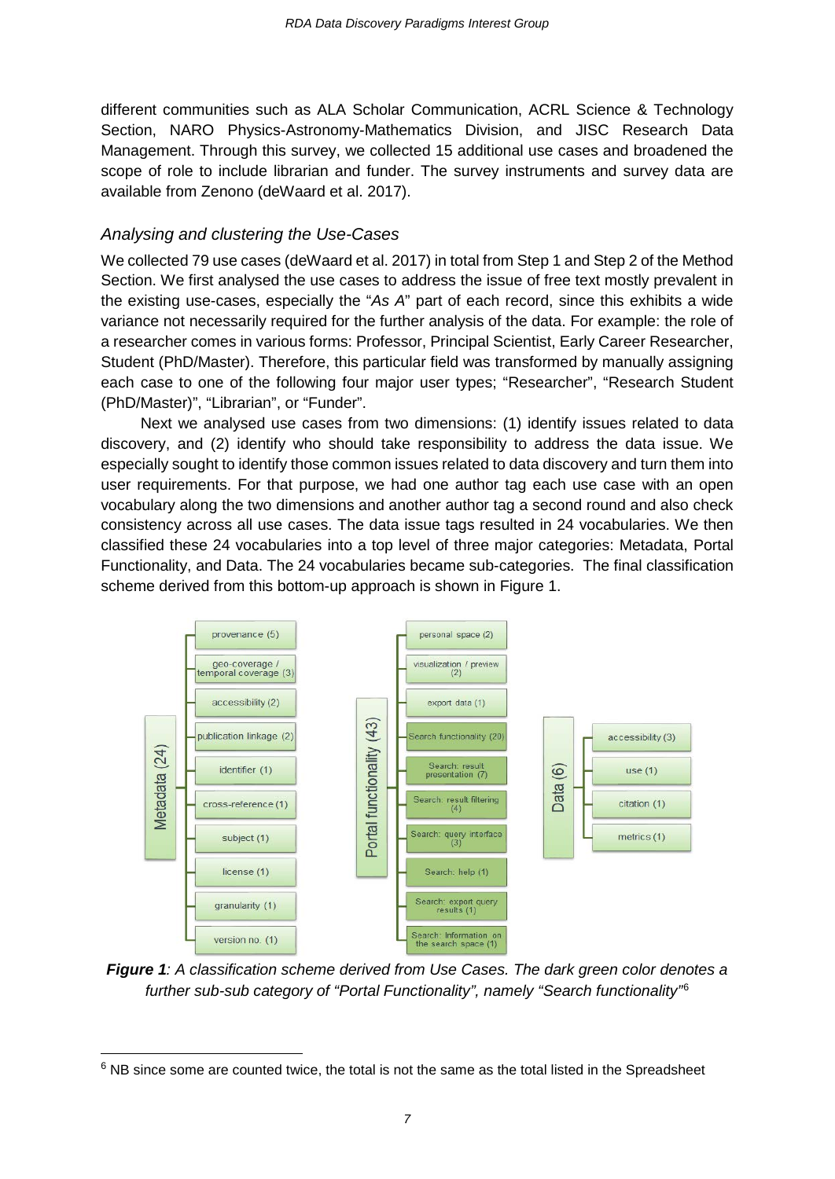different communities such as ALA Scholar Communication, ACRL Science & Technology Section, NARO Physics-Astronomy-Mathematics Division, and JISC Research Data Management. Through this survey, we collected 15 additional use cases and broadened the scope of role to include librarian and funder. The survey instruments and survey data are available from Zenono (deWaard et al. 2017).

### *Analysing and clustering the Use-Cases*

We collected 79 use cases (deWaard et al. 2017) in total from Step 1 and Step 2 of the Method Section. We first analysed the use cases to address the issue of free text mostly prevalent in the existing use-cases, especially the "*As A*" part of each record, since this exhibits a wide variance not necessarily required for the further analysis of the data. For example: the role of a researcher comes in various forms: Professor, Principal Scientist, Early Career Researcher, Student (PhD/Master). Therefore, this particular field was transformed by manually assigning each case to one of the following four major user types; "Researcher", "Research Student (PhD/Master)", "Librarian", or "Funder".

Next we analysed use cases from two dimensions: (1) identify issues related to data discovery, and (2) identify who should take responsibility to address the data issue. We especially sought to identify those common issues related to data discovery and turn them into user requirements. For that purpose, we had one author tag each use case with an open vocabulary along the two dimensions and another author tag a second round and also check consistency across all use cases. The data issue tags resulted in 24 vocabularies. We then classified these 24 vocabularies into a top level of three major categories: Metadata, Portal Functionality, and Data. The 24 vocabularies became sub-categories. The final classification scheme derived from this bottom-up approach is shown in Figure 1.

- **Metadata (24)**
  - provenance (5)
  - geo-coverage / temporal coverage (3)
  - accessibility (2)
  - publication linkage (2)
  - identifier (1)
  - cross-reference (1)
  - subject (1)
  - license (1)
  - granularity (1)
  - version no. (1)
- **Portal functionality (43)**
  - personal space (2)
  - visualization / preview (2)
  - export data (1)
  - Search functionality (20)
  - Search: result presentation (7)
  - Search: result filtering (4)
  - Search: query interface (3)
  - Search: help (1)
  - Search: export query results (1)
  - Search: Information on the search space (1)
- **Data (6)**
  - accessibility (3)
  - use (1)
  - citation (1)
  - metrics (1)

***Figure 1**: A classification scheme derived from Use Cases. The dark green color denotes a further sub-sub category of "Portal Functionality", namely "Search functionality"*[6]

[6] NB since some are counted twice, the total is not the same as the total listed in the Spreadsheet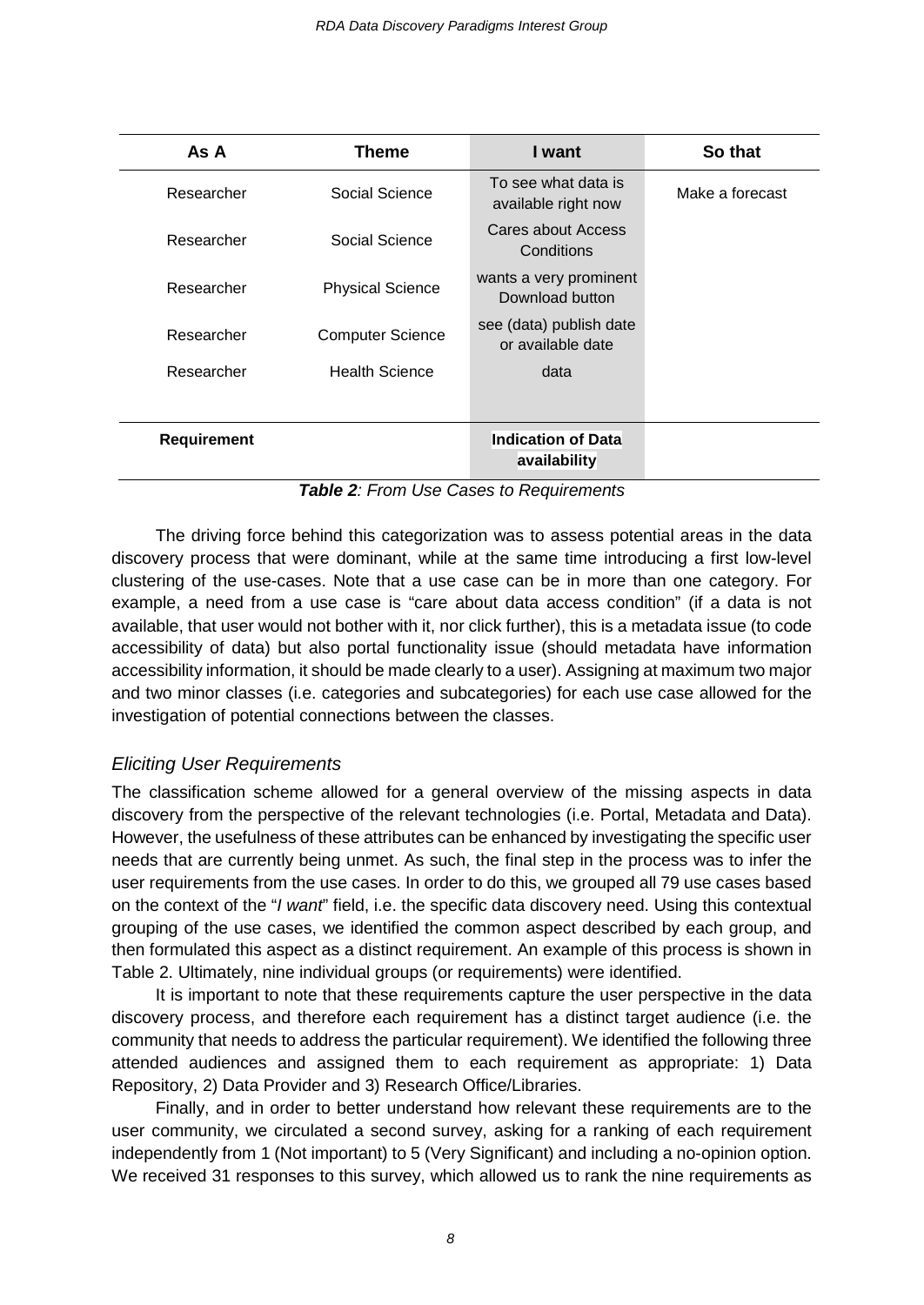| As A | Theme | I want | So that |
|---|---|---|---|
| Researcher | Social Science | To see what data is available right now | Make a forecast |
| Researcher | Social Science | Cares about Access Conditions | |
| Researcher | Physical Science | wants a very prominent Download button | |
| Researcher | Computer Science | see (data) publish date or available date | |
| Researcher | Health Science | data | |
| **Requirement** | | **Indication of Data availability** | |

***Table 2**: From Use Cases to Requirements*

The driving force behind this categorization was to assess potential areas in the data discovery process that were dominant, while at the same time introducing a first low-level clustering of the use-cases. Note that a use case can be in more than one category. For example, a need from a use case is "care about data access condition" (if a data is not available, that user would not bother with it, nor click further), this is a metadata issue (to code accessibility of data) but also portal functionality issue (should metadata have information accessibility information, it should be made clearly to a user). Assigning at maximum two major and two minor classes (i.e. categories and subcategories) for each use case allowed for the investigation of potential connections between the classes.

### *Eliciting User Requirements*

The classification scheme allowed for a general overview of the missing aspects in data discovery from the perspective of the relevant technologies (i.e. Portal, Metadata and Data). However, the usefulness of these attributes can be enhanced by investigating the specific user needs that are currently being unmet. As such, the final step in the process was to infer the user requirements from the use cases. In order to do this, we grouped all 79 use cases based on the context of the "*I want*" field, i.e. the specific data discovery need. Using this contextual grouping of the use cases, we identified the common aspect described by each group, and then formulated this aspect as a distinct requirement. An example of this process is shown in Table 2. Ultimately, nine individual groups (or requirements) were identified.

It is important to note that these requirements capture the user perspective in the data discovery process, and therefore each requirement has a distinct target audience (i.e. the community that needs to address the particular requirement). We identified the following three attended audiences and assigned them to each requirement as appropriate: 1) Data Repository, 2) Data Provider and 3) Research Office/Libraries.

Finally, and in order to better understand how relevant these requirements are to the user community, we circulated a second survey, asking for a ranking of each requirement independently from 1 (Not important) to 5 (Very Significant) and including a no-opinion option. We received 31 responses to this survey, which allowed us to rank the nine requirements as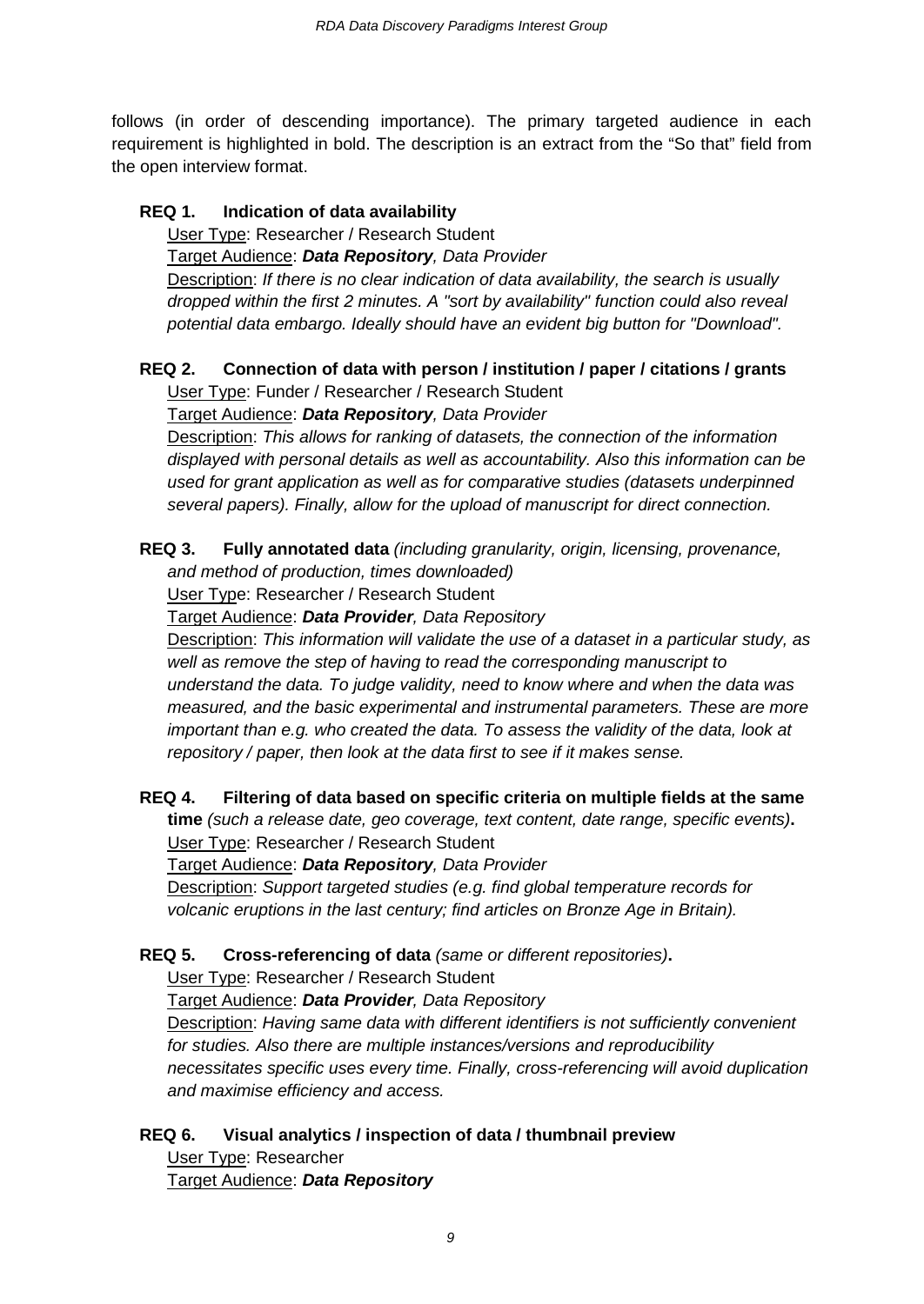follows (in order of descending importance). The primary targeted audience in each requirement is highlighted in bold. The description is an extract from the "So that" field from the open interview format.

**REQ 1. Indication of data availability**

User Type: Researcher / Research Student

Target Audience: ***Data Repository****, Data Provider*

Description: *If there is no clear indication of data availability, the search is usually dropped within the first 2 minutes. A "sort by availability" function could also reveal potential data embargo. Ideally should have an evident big button for "Download".*

**REQ 2. Connection of data with person / institution / paper / citations / grants**

User Type: Funder / Researcher / Research Student

Target Audience: ***Data Repository****, Data Provider*

Description: *This allows for ranking of datasets, the connection of the information displayed with personal details as well as accountability. Also this information can be used for grant application as well as for comparative studies (datasets underpinned several papers). Finally, allow for the upload of manuscript for direct connection.*

**REQ 3. Fully annotated data** *(including granularity, origin, licensing, provenance, and method of production, times downloaded)*

User Type: Researcher / Research Student

Target Audience: ***Data Provider****, Data Repository*

Description: *This information will validate the use of a dataset in a particular study, as well as remove the step of having to read the corresponding manuscript to understand the data. To judge validity, need to know where and when the data was measured, and the basic experimental and instrumental parameters. These are more important than e.g. who created the data. To assess the validity of the data, look at repository / paper, then look at the data first to see if it makes sense.*

**REQ 4. Filtering of data based on specific criteria on multiple fields at the same time** *(such a release date, geo coverage, text content, date range, specific events)***.**

User Type: Researcher / Research Student

Target Audience: ***Data Repository****, Data Provider*

Description: *Support targeted studies (e.g. find global temperature records for volcanic eruptions in the last century; find articles on Bronze Age in Britain).*

**REQ 5. Cross-referencing of data** *(same or different repositories)***.**

User Type: Researcher / Research Student

Target Audience: ***Data Provider****, Data Repository*

Description: *Having same data with different identifiers is not sufficiently convenient for studies. Also there are multiple instances/versions and reproducibility necessitates specific uses every time. Finally, cross-referencing will avoid duplication and maximise efficiency and access.*

**REQ 6. Visual analytics / inspection of data / thumbnail preview**

User Type: Researcher

Target Audience: ***Data Repository***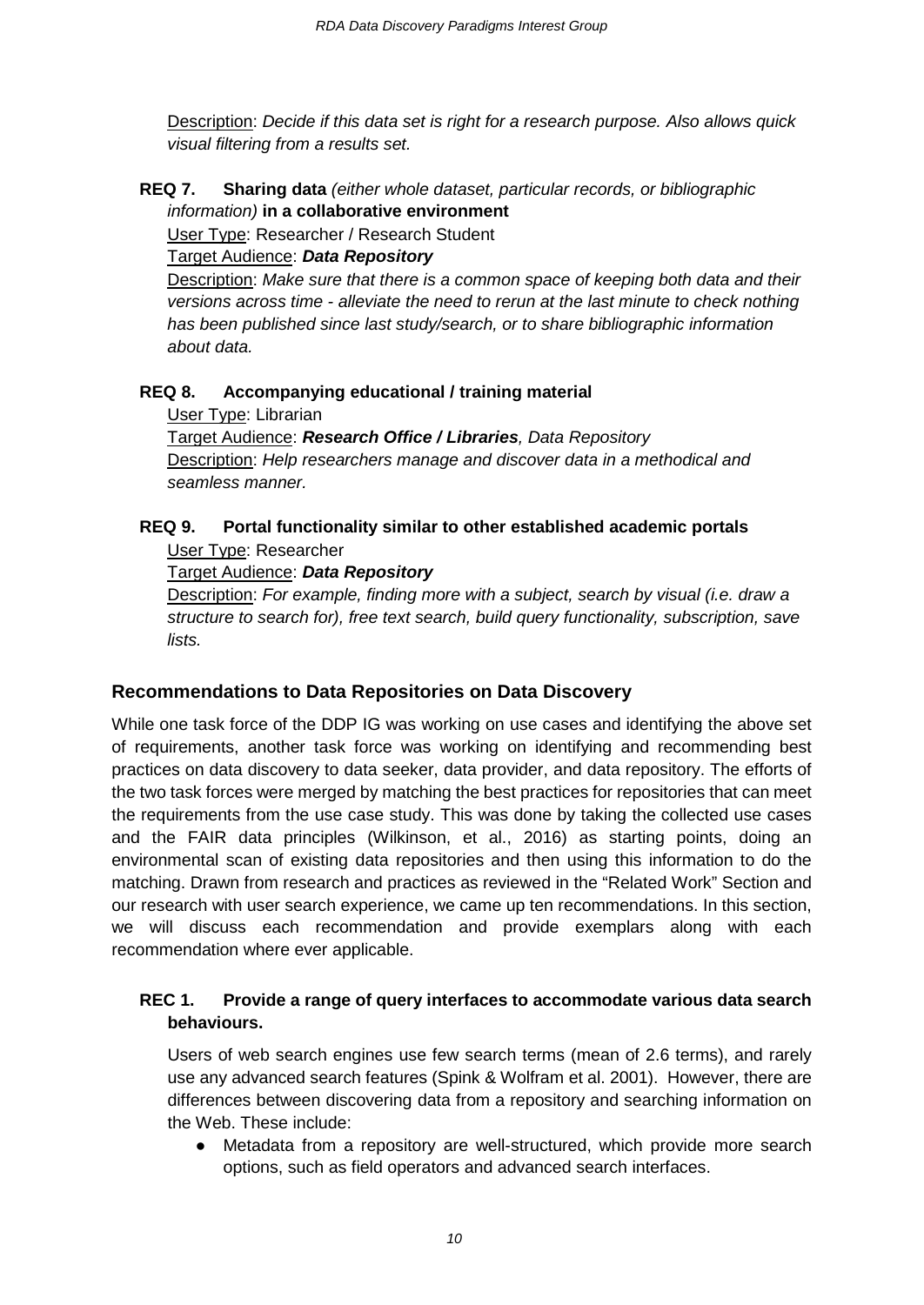Description: *Decide if this data set is right for a research purpose. Also allows quick visual filtering from a results set.*

**REQ 7. Sharing data** *(either whole dataset, particular records, or bibliographic information)* **in a collaborative environment**

User Type: Researcher / Research Student

Target Audience: ***Data Repository***

Description: *Make sure that there is a common space of keeping both data and their versions across time - alleviate the need to rerun at the last minute to check nothing has been published since last study/search, or to share bibliographic information about data.*

**REQ 8. Accompanying educational / training material**

User Type: Librarian

Target Audience: ***Research Office / Libraries****, Data Repository*

Description: *Help researchers manage and discover data in a methodical and seamless manner.*

**REQ 9. Portal functionality similar to other established academic portals**

User Type: Researcher

Target Audience: ***Data Repository***

Description: *For example, finding more with a subject, search by visual (i.e. draw a structure to search for), free text search, build query functionality, subscription, save lists.*

## Recommendations to Data Repositories on Data Discovery

While one task force of the DDP IG was working on use cases and identifying the above set of requirements, another task force was working on identifying and recommending best practices on data discovery to data seeker, data provider, and data repository. The efforts of the two task forces were merged by matching the best practices for repositories that can meet the requirements from the use case study. This was done by taking the collected use cases and the FAIR data principles (Wilkinson, et al., 2016) as starting points, doing an environmental scan of existing data repositories and then using this information to do the matching. Drawn from research and practices as reviewed in the "Related Work" Section and our research with user search experience, we came up ten recommendations. In this section, we will discuss each recommendation and provide exemplars along with each recommendation where ever applicable.

**REC 1. Provide a range of query interfaces to accommodate various data search behaviours.**

Users of web search engines use few search terms (mean of 2.6 terms), and rarely use any advanced search features (Spink & Wolfram et al. 2001). However, there are differences between discovering data from a repository and searching information on the Web. These include:

- Metadata from a repository are well-structured, which provide more search options, such as field operators and advanced search interfaces.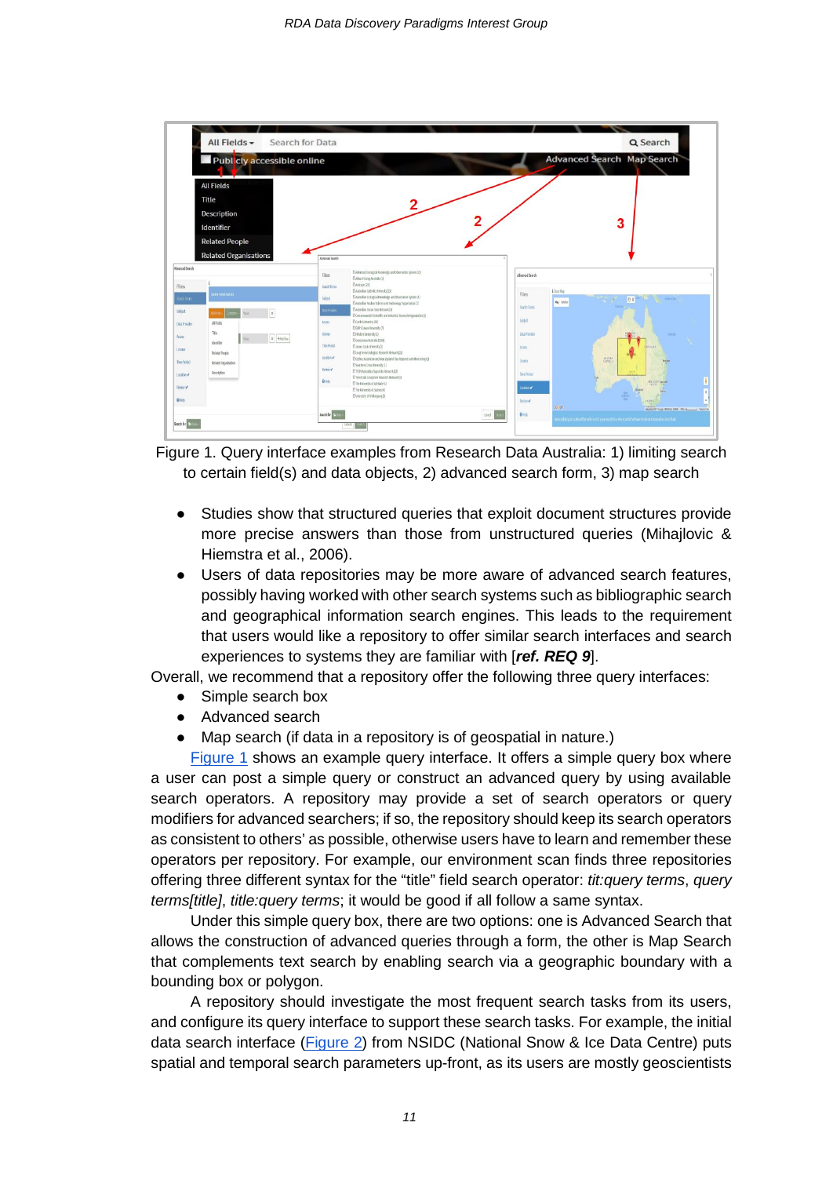Figure 1. Query interface examples from Research Data Australia: 1) limiting search to certain field(s) and data objects, 2) advanced search form, 3) map search

- Studies show that structured queries that exploit document structures provide more precise answers than those from unstructured queries (Mihajlovic & Hiemstra et al., 2006).
- Users of data repositories may be more aware of advanced search features, possibly having worked with other search systems such as bibliographic search and geographical information search engines. This leads to the requirement that users would like a repository to offer similar search interfaces and search experiences to systems they are familiar with [***ref. REQ 9***].

Overall, we recommend that a repository offer the following three query interfaces:

- Simple search box
- Advanced search
- Map search (if data in a repository is of geospatial in nature.)

Figure 1 shows an example query interface. It offers a simple query box where a user can post a simple query or construct an advanced query by using available search operators. A repository may provide a set of search operators or query modifiers for advanced searchers; if so, the repository should keep its search operators as consistent to others' as possible, otherwise users have to learn and remember these operators per repository. For example, our environment scan finds three repositories offering three different syntax for the "title" field search operator: *tit:query terms*, *query terms[title]*, *title:query terms*; it would be good if all follow a same syntax.

Under this simple query box, there are two options: one is Advanced Search that allows the construction of advanced queries through a form, the other is Map Search that complements text search by enabling search via a geographic boundary with a bounding box or polygon.

A repository should investigate the most frequent search tasks from its users, and configure its query interface to support these search tasks. For example, the initial data search interface (Figure 2) from NSIDC (National Snow & Ice Data Centre) puts spatial and temporal search parameters up-front, as its users are mostly geoscientists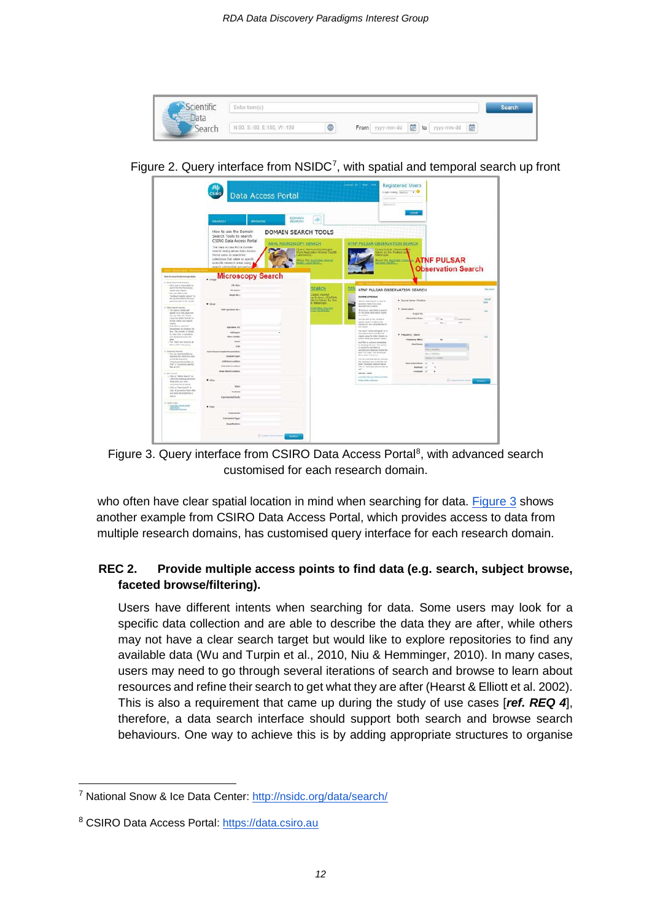Figure 2. Query interface from NSIDC[7], with spatial and temporal search up front

Figure 3. Query interface from CSIRO Data Access Portal[8], with advanced search customised for each research domain.

who often have clear spatial location in mind when searching for data. Figure 3 shows another example from CSIRO Data Access Portal, which provides access to data from multiple research domains, has customised query interface for each research domain.

**REC 2. Provide multiple access points to find data (e.g. search, subject browse, faceted browse/filtering).**

Users have different intents when searching for data. Some users may look for a specific data collection and are able to describe the data they are after, while others may not have a clear search target but would like to explore repositories to find any available data (Wu and Turpin et al., 2010, Niu & Hemminger, 2010). In many cases, users may need to go through several iterations of search and browse to learn about resources and refine their search to get what they are after (Hearst & Elliott et al. 2002). This is also a requirement that came up during the study of use cases [***ref. REQ 4***], therefore, a data search interface should support both search and browse search behaviours. One way to achieve this is by adding appropriate structures to organise

[7] National Snow & Ice Data Center: http://nsidc.org/data/search/

[8] CSIRO Data Access Portal: https://data.csiro.au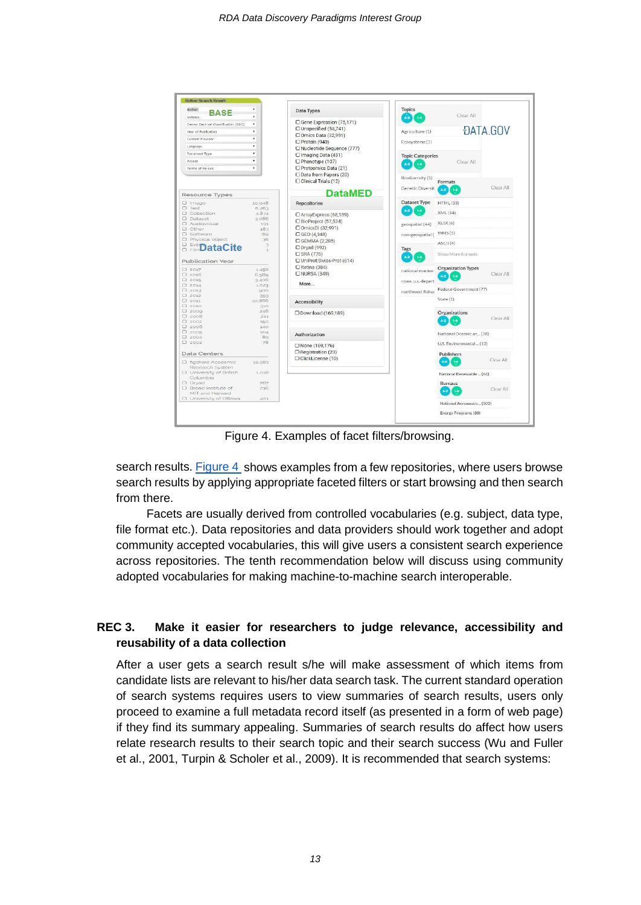Figure 4. Examples of facet filters/browsing.

search results. Figure 4 shows examples from a few repositories, where users browse search results by applying appropriate faceted filters or start browsing and then search from there.

Facets are usually derived from controlled vocabularies (e.g. subject, data type, file format etc.). Data repositories and data providers should work together and adopt community accepted vocabularies, this will give users a consistent search experience across repositories. The tenth recommendation below will discuss using community adopted vocabularies for making machine-to-machine search interoperable.

## REC 3. Make it easier for researchers to judge relevance, accessibility and reusability of a data collection

After a user gets a search result s/he will make assessment of which items from candidate lists are relevant to his/her data search task. The current standard operation of search systems requires users to view summaries of search results, users only proceed to examine a full metadata record itself (as presented in a form of web page) if they find its summary appealing. Summaries of search results do affect how users relate research results to their search topic and their search success (Wu and Fuller et al., 2001, Turpin & Scholer et al., 2009). It is recommended that search systems: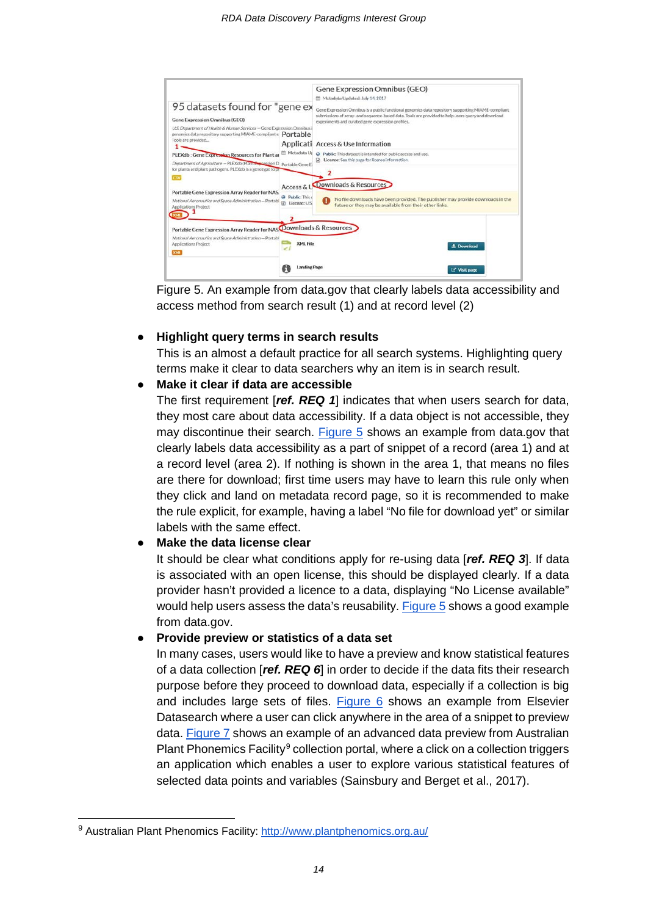Figure 5. An example from data.gov that clearly labels data accessibility and access method from search result (1) and at record level (2)

- **Highlight query terms in search results**
  This is an almost a default practice for all search systems. Highlighting query terms make it clear to data searchers why an item is in search result.
- **Make it clear if data are accessible**
  The first requirement [***ref. REQ 1***] indicates that when users search for data, they most care about data accessibility. If a data object is not accessible, they may discontinue their search. Figure 5 shows an example from data.gov that clearly labels data accessibility as a part of snippet of a record (area 1) and at a record level (area 2). If nothing is shown in the area 1, that means no files are there for download; first time users may have to learn this rule only when they click and land on metadata record page, so it is recommended to make the rule explicit, for example, having a label "No file for download yet" or similar labels with the same effect.
- **Make the data license clear**
  It should be clear what conditions apply for re-using data [***ref. REQ 3***]. If data is associated with an open license, this should be displayed clearly. If a data provider hasn't provided a licence to a data, displaying "No License available" would help users assess the data's reusability. Figure 5 shows a good example from data.gov.
- **Provide preview or statistics of a data set**
  In many cases, users would like to have a preview and know statistical features of a data collection [***ref. REQ 6***] in order to decide if the data fits their research purpose before they proceed to download data, especially if a collection is big and includes large sets of files. Figure 6 shows an example from Elsevier Datasearch where a user can click anywhere in the area of a snippet to preview data. Figure 7 shows an example of an advanced data preview from Australian Plant Phenomics Facility[9] collection portal, where a click on a collection triggers an application which enables a user to explore various statistical features of selected data points and variables (Sainsbury and Berget et al., 2017).

[9] Australian Plant Phenomics Facility: http://www.plantphenomics.org.au/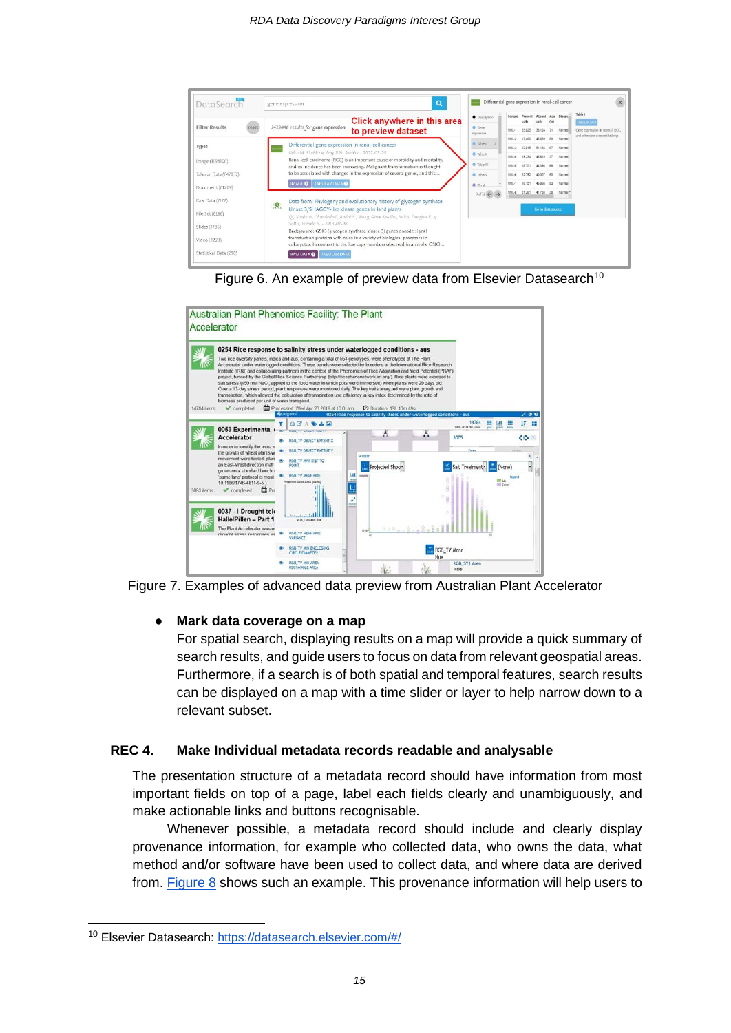Figure 6. An example of preview data from Elsevier Datasearch[10]

Figure 7. Examples of advanced data preview from Australian Plant Accelerator

- **Mark data coverage on a map**
  For spatial search, displaying results on a map will provide a quick summary of search results, and guide users to focus on data from relevant geospatial areas. Furthermore, if a search is of both spatial and temporal features, search results can be displayed on a map with a time slider or layer to help narrow down to a relevant subset.

### REC 4. Make Individual metadata records readable and analysable

The presentation structure of a metadata record should have information from most important fields on top of a page, label each fields clearly and unambiguously, and make actionable links and buttons recognisable.

Whenever possible, a metadata record should include and clearly display provenance information, for example who collected data, who owns the data, what method and/or software have been used to collect data, and where data are derived from. Figure 8 shows such an example. This provenance information will help users to

---

[10] Elsevier Datasearch: https://datasearch.elsevier.com/#/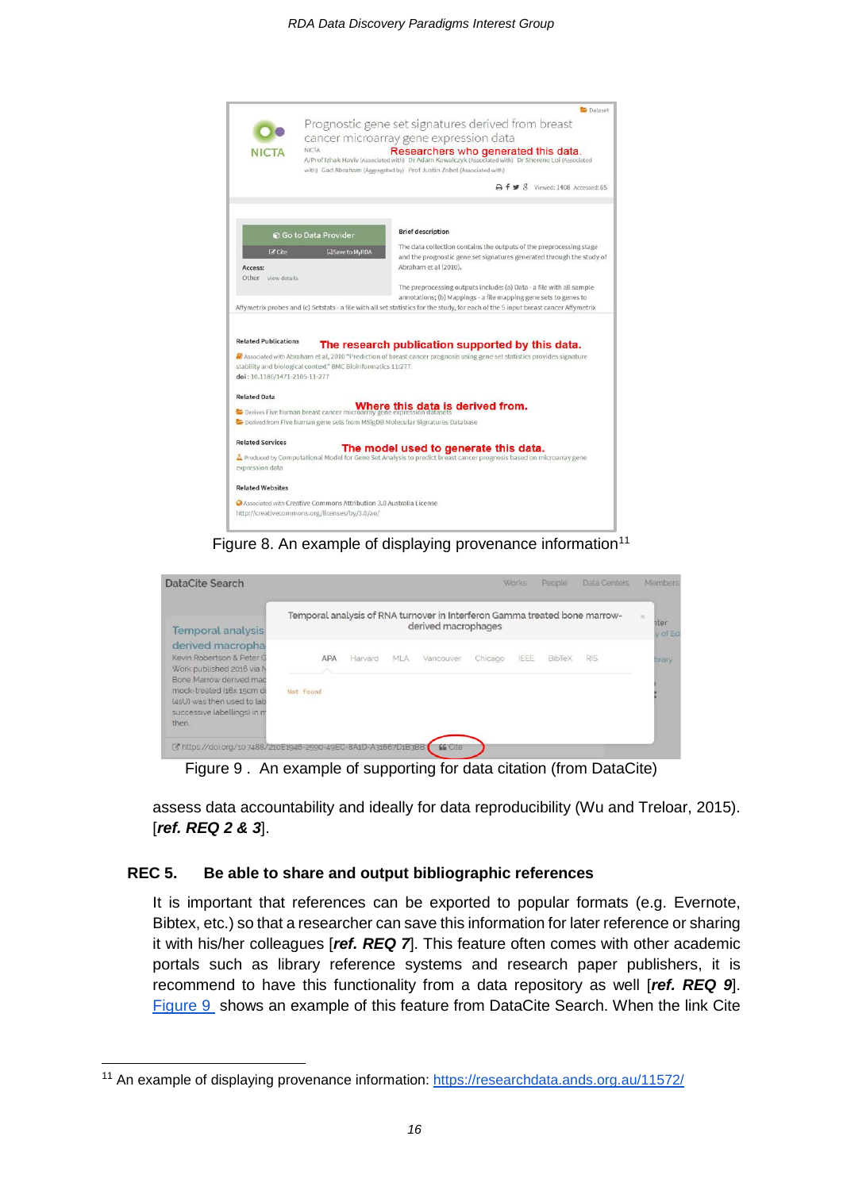Figure 8. An example of displaying provenance information[11]

Figure 9 . An example of supporting for data citation (from DataCite)

assess data accountability and ideally for data reproducibility (Wu and Treloar, 2015). [***ref. REQ 2 & 3***].

### REC 5. Be able to share and output bibliographic references

It is important that references can be exported to popular formats (e.g. Evernote, Bibtex, etc.) so that a researcher can save this information for later reference or sharing it with his/her colleagues [***ref. REQ 7***]. This feature often comes with other academic portals such as library reference systems and research paper publishers, it is recommend to have this functionality from a data repository as well [***ref. REQ 9***]. Figure 9 shows an example of this feature from DataCite Search. When the link Cite

[11] An example of displaying provenance information: https://researchdata.ands.org.au/11572/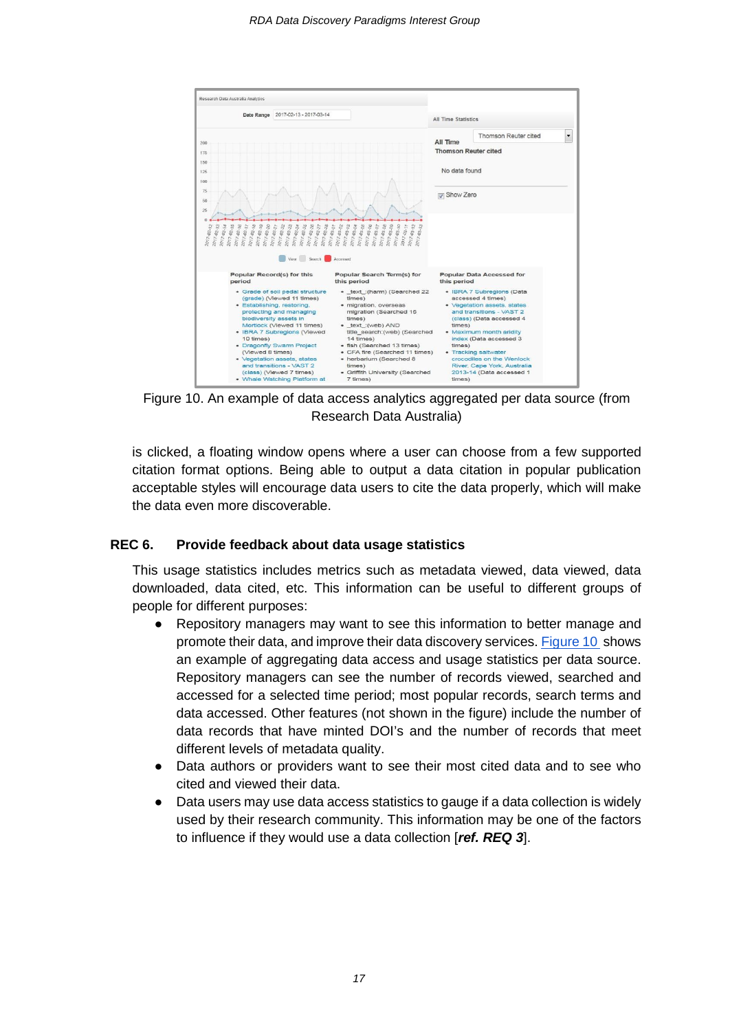Figure 10. An example of data access analytics aggregated per data source (from Research Data Australia)

is clicked, a floating window opens where a user can choose from a few supported citation format options. Being able to output a data citation in popular publication acceptable styles will encourage data users to cite the data properly, which will make the data even more discoverable.

### REC 6. Provide feedback about data usage statistics

This usage statistics includes metrics such as metadata viewed, data viewed, data downloaded, data cited, etc. This information can be useful to different groups of people for different purposes:

- Repository managers may want to see this information to better manage and promote their data, and improve their data discovery services. Figure 10 shows an example of aggregating data access and usage statistics per data source. Repository managers can see the number of records viewed, searched and accessed for a selected time period; most popular records, search terms and data accessed. Other features (not shown in the figure) include the number of data records that have minted DOI's and the number of records that meet different levels of metadata quality.
- Data authors or providers want to see their most cited data and to see who cited and viewed their data.
- Data users may use data access statistics to gauge if a data collection is widely used by their research community. This information may be one of the factors to influence if they would use a data collection [***ref. REQ 3***].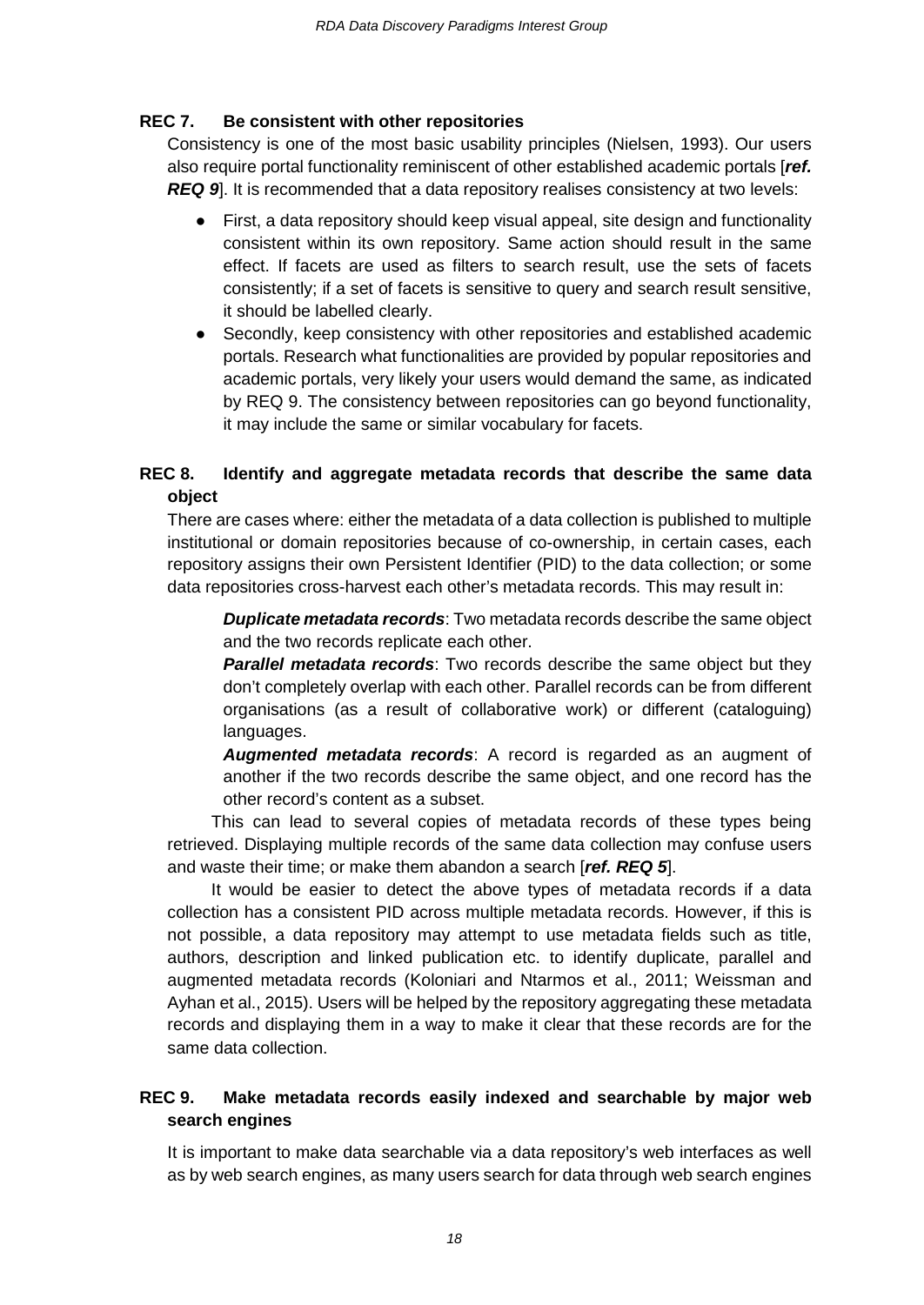### REC 7. Be consistent with other repositories

Consistency is one of the most basic usability principles (Nielsen, 1993). Our users also require portal functionality reminiscent of other established academic portals [***ref. REQ 9***]. It is recommended that a data repository realises consistency at two levels:

- First, a data repository should keep visual appeal, site design and functionality consistent within its own repository. Same action should result in the same effect. If facets are used as filters to search result, use the sets of facets consistently; if a set of facets is sensitive to query and search result sensitive, it should be labelled clearly.
- Secondly, keep consistency with other repositories and established academic portals. Research what functionalities are provided by popular repositories and academic portals, very likely your users would demand the same, as indicated by REQ 9. The consistency between repositories can go beyond functionality, it may include the same or similar vocabulary for facets.

### REC 8. Identify and aggregate metadata records that describe the same data object

There are cases where: either the metadata of a data collection is published to multiple institutional or domain repositories because of co-ownership, in certain cases, each repository assigns their own Persistent Identifier (PID) to the data collection; or some data repositories cross-harvest each other's metadata records. This may result in:

***Duplicate metadata records***: Two metadata records describe the same object and the two records replicate each other.

***Parallel metadata records***: Two records describe the same object but they don't completely overlap with each other. Parallel records can be from different organisations (as a result of collaborative work) or different (cataloguing) languages.

***Augmented metadata records***: A record is regarded as an augment of another if the two records describe the same object, and one record has the other record's content as a subset.

This can lead to several copies of metadata records of these types being retrieved. Displaying multiple records of the same data collection may confuse users and waste their time; or make them abandon a search [***ref. REQ 5***].

It would be easier to detect the above types of metadata records if a data collection has a consistent PID across multiple metadata records. However, if this is not possible, a data repository may attempt to use metadata fields such as title, authors, description and linked publication etc. to identify duplicate, parallel and augmented metadata records (Koloniari and Ntarmos et al., 2011; Weissman and Ayhan et al., 2015). Users will be helped by the repository aggregating these metadata records and displaying them in a way to make it clear that these records are for the same data collection.

### REC 9. Make metadata records easily indexed and searchable by major web search engines

It is important to make data searchable via a data repository's web interfaces as well as by web search engines, as many users search for data through web search engines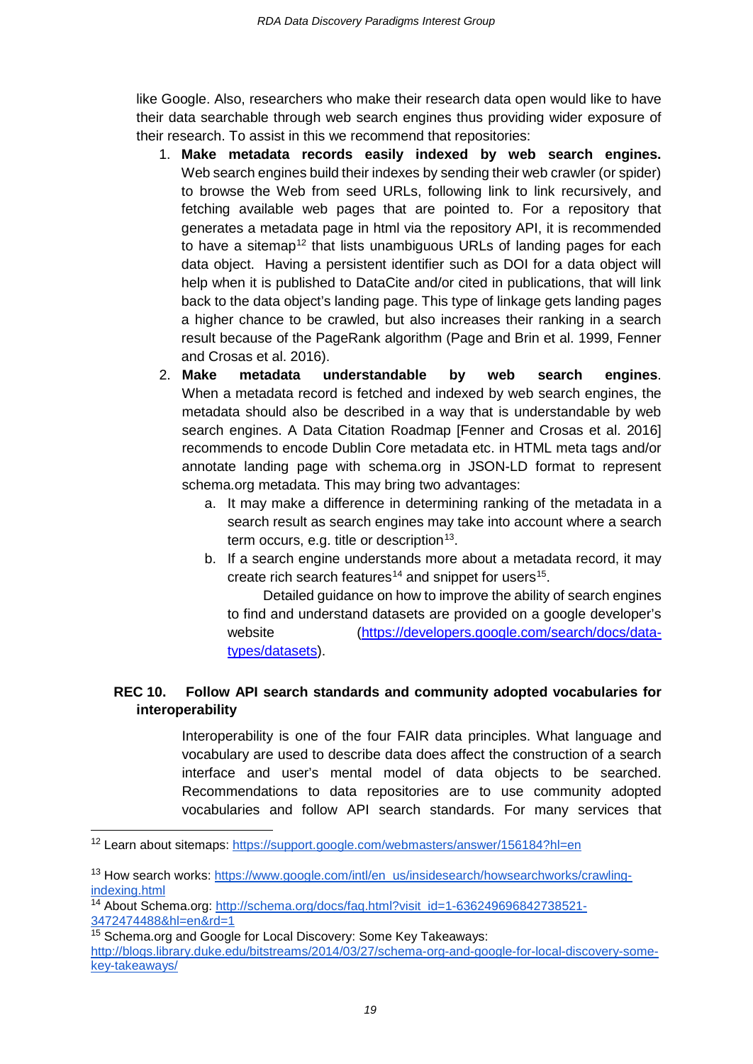like Google. Also, researchers who make their research data open would like to have their data searchable through web search engines thus providing wider exposure of their research. To assist in this we recommend that repositories:

1. **Make metadata records easily indexed by web search engines.** Web search engines build their indexes by sending their web crawler (or spider) to browse the Web from seed URLs, following link to link recursively, and fetching available web pages that are pointed to. For a repository that generates a metadata page in html via the repository API, it is recommended to have a sitemap[12] that lists unambiguous URLs of landing pages for each data object. Having a persistent identifier such as DOI for a data object will help when it is published to DataCite and/or cited in publications, that will link back to the data object's landing page. This type of linkage gets landing pages a higher chance to be crawled, but also increases their ranking in a search result because of the PageRank algorithm (Page and Brin et al. 1999, Fenner and Crosas et al. 2016).
2. **Make metadata understandable by web search engines**. When a metadata record is fetched and indexed by web search engines, the metadata should also be described in a way that is understandable by web search engines. A Data Citation Roadmap [Fenner and Crosas et al. 2016] recommends to encode Dublin Core metadata etc. in HTML meta tags and/or annotate landing page with schema.org in JSON-LD format to represent schema.org metadata. This may bring two advantages:
   a. It may make a difference in determining ranking of the metadata in a search result as search engines may take into account where a search term occurs, e.g. title or description[13].
   b. If a search engine understands more about a metadata record, it may create rich search features[14] and snippet for users[15].

      Detailed guidance on how to improve the ability of search engines to find and understand datasets are provided on a google developer's website (https://developers.google.com/search/docs/data-types/datasets).

**REC 10. Follow API search standards and community adopted vocabularies for interoperability**

Interoperability is one of the four FAIR data principles. What language and vocabulary are used to describe data does affect the construction of a search interface and user's mental model of data objects to be searched. Recommendations to data repositories are to use community adopted vocabularies and follow API search standards. For many services that

---

[12] Learn about sitemaps: https://support.google.com/webmasters/answer/156184?hl=en

[13] How search works: https://www.google.com/intl/en_us/insidesearch/howsearchworks/crawling-indexing.html

[14] About Schema.org: http://schema.org/docs/faq.html?visit_id=1-636249696842738521-3472474488&hl=en&rd=1

[15] Schema.org and Google for Local Discovery: Some Key Takeaways: http://blogs.library.duke.edu/bitstreams/2014/03/27/schema-org-and-google-for-local-discovery-some-key-takeaways/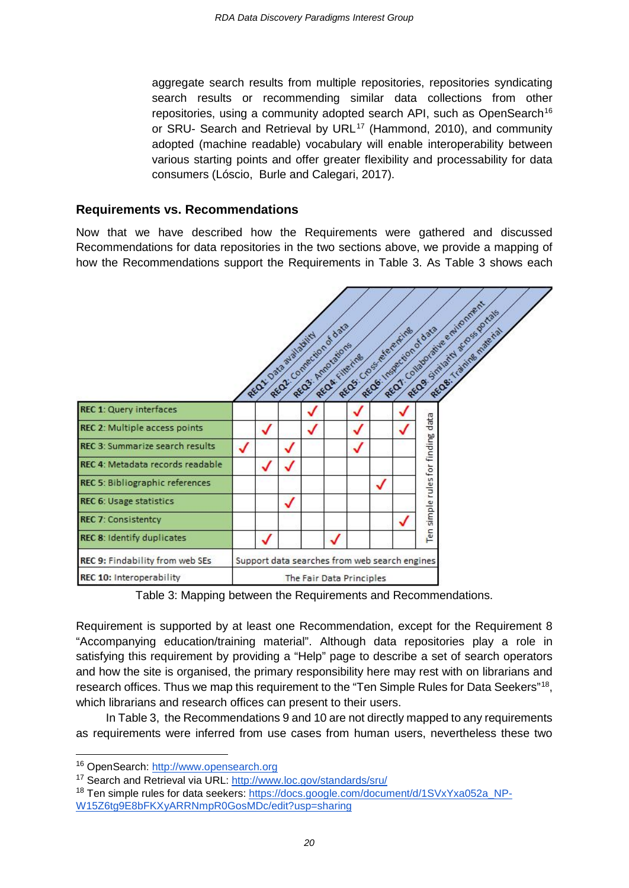aggregate search results from multiple repositories, repositories syndicating search results or recommending similar data collections from other repositories, using a community adopted search API, such as OpenSearch[16] or SRU- Search and Retrieval by URL[17] (Hammond, 2010), and community adopted (machine readable) vocabulary will enable interoperability between various starting points and offer greater flexibility and processability for data consumers (Lóscio, Burle and Calegari, 2017).

## Requirements vs. Recommendations

Now that we have described how the Requirements were gathered and discussed Recommendations for data repositories in the two sections above, we provide a mapping of how the Recommendations support the Requirements in Table 3. As Table 3 shows each

| | REQ1: Data availability | REQ2: Connection of data | REQ3: Annotations | REQ4: Filtering | REQ5: Cross-referencing | REQ6: Inspection of data | REQ7: Collaborative environment | REQ9: Similarity across portals | REQ8: Training material |
|---|---|---|---|---|---|---|---|---|---|
| **REC 1**: Query interfaces | | | | ✓ | | ✓ | | ✓ | Ten simple rules for finding data |
| **REC 2**: Multiple access points | | ✓ | | ✓ | | ✓ | | ✓ | |
| **REC 3**: Summarize search results | ✓ | | ✓ | | | ✓ | | | |
| **REC 4**: Metadata records readable | | ✓ | ✓ | | | | | | |
| **REC 5**: Bibliographic references | | | | | | | ✓ | | |
| **REC 6**: Usage statistics | | | ✓ | | | | | | |
| **REC 7**: Consistentcy | | | | | | | | ✓ | |
| **REC 8**: Identify duplicates | | ✓ | | | ✓ | | | | |
| **REC 9**: Findability from web SEs | Support data searches from web search engines | | | | | | | | |
| **REC 10**: Interoperability | The Fair Data Principles | | | | | | | | |

Table 3: Mapping between the Requirements and Recommendations.

Requirement is supported by at least one Recommendation, except for the Requirement 8 "Accompanying education/training material". Although data repositories play a role in satisfying this requirement by providing a "Help" page to describe a set of search operators and how the site is organised, the primary responsibility here may rest with on librarians and research offices. Thus we map this requirement to the "Ten Simple Rules for Data Seekers"[18], which librarians and research offices can present to their users.

In Table 3, the Recommendations 9 and 10 are not directly mapped to any requirements as requirements were inferred from use cases from human users, nevertheless these two

---

[16] OpenSearch: http://www.opensearch.org

[17] Search and Retrieval via URL: http://www.loc.gov/standards/sru/

[18] Ten simple rules for data seekers: https://docs.google.com/document/d/1SVxYxa052a_NP-W15Z6tg9E8bFKXyARRNmpR0GosMDc/edit?usp=sharing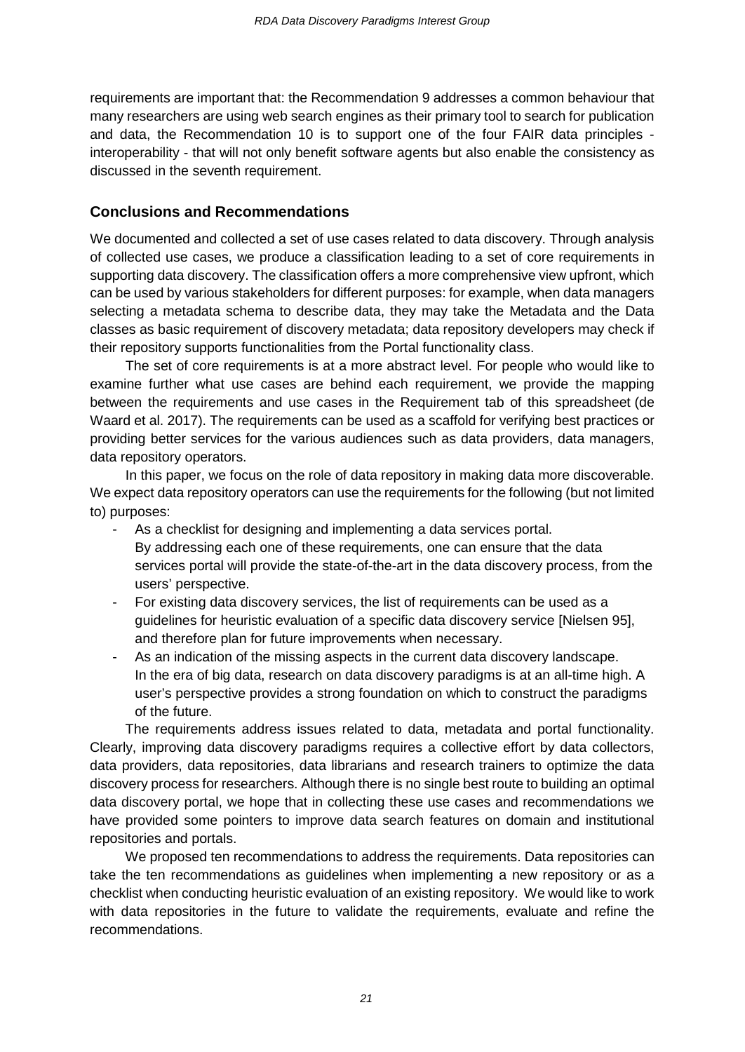requirements are important that: the Recommendation 9 addresses a common behaviour that many researchers are using web search engines as their primary tool to search for publication and data, the Recommendation 10 is to support one of the four FAIR data principles - interoperability - that will not only benefit software agents but also enable the consistency as discussed in the seventh requirement.

## Conclusions and Recommendations

We documented and collected a set of use cases related to data discovery. Through analysis of collected use cases, we produce a classification leading to a set of core requirements in supporting data discovery. The classification offers a more comprehensive view upfront, which can be used by various stakeholders for different purposes: for example, when data managers selecting a metadata schema to describe data, they may take the Metadata and the Data classes as basic requirement of discovery metadata; data repository developers may check if their repository supports functionalities from the Portal functionality class.

The set of core requirements is at a more abstract level. For people who would like to examine further what use cases are behind each requirement, we provide the mapping between the requirements and use cases in the Requirement tab of this spreadsheet (de Waard et al. 2017). The requirements can be used as a scaffold for verifying best practices or providing better services for the various audiences such as data providers, data managers, data repository operators.

In this paper, we focus on the role of data repository in making data more discoverable. We expect data repository operators can use the requirements for the following (but not limited to) purposes:

- As a checklist for designing and implementing a data services portal. By addressing each one of these requirements, one can ensure that the data services portal will provide the state-of-the-art in the data discovery process, from the users' perspective.
- For existing data discovery services, the list of requirements can be used as a guidelines for heuristic evaluation of a specific data discovery service [Nielsen 95], and therefore plan for future improvements when necessary.
- As an indication of the missing aspects in the current data discovery landscape. In the era of big data, research on data discovery paradigms is at an all-time high. A user's perspective provides a strong foundation on which to construct the paradigms of the future.

The requirements address issues related to data, metadata and portal functionality. Clearly, improving data discovery paradigms requires a collective effort by data collectors, data providers, data repositories, data librarians and research trainers to optimize the data discovery process for researchers. Although there is no single best route to building an optimal data discovery portal, we hope that in collecting these use cases and recommendations we have provided some pointers to improve data search features on domain and institutional repositories and portals.

We proposed ten recommendations to address the requirements. Data repositories can take the ten recommendations as guidelines when implementing a new repository or as a checklist when conducting heuristic evaluation of an existing repository. We would like to work with data repositories in the future to validate the requirements, evaluate and refine the recommendations.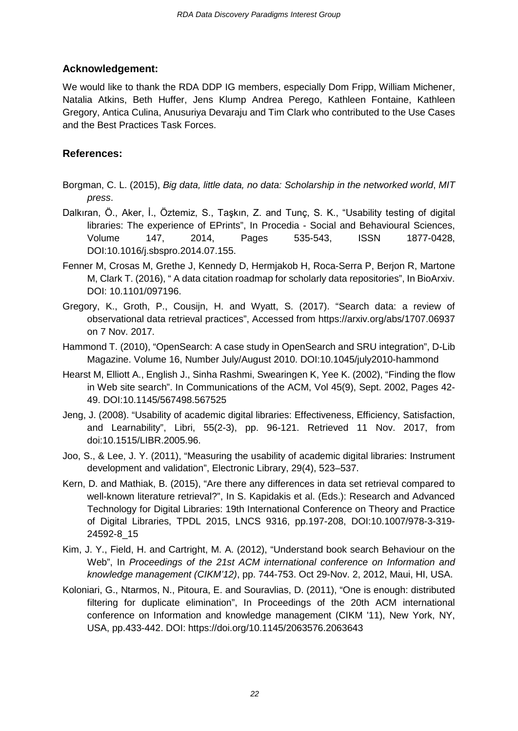## Acknowledgement:

We would like to thank the RDA DDP IG members, especially Dom Fripp, William Michener, Natalia Atkins, Beth Huffer, Jens Klump Andrea Perego, Kathleen Fontaine, Kathleen Gregory, Antica Culina, Anusuriya Devaraju and Tim Clark who contributed to the Use Cases and the Best Practices Task Forces.

## References:

Borgman, C. L. (2015), *Big data, little data, no data: Scholarship in the networked world*, *MIT press*.

Dalkıran, Ö., Aker, İ., Öztemiz, S., Taşkın, Z. and Tunç, S. K., "Usability testing of digital libraries: The experience of EPrints", In Procedia - Social and Behavioural Sciences, Volume 147, 2014, Pages 535-543, ISSN 1877-0428, DOI:10.1016/j.sbspro.2014.07.155.

Fenner M, Crosas M, Grethe J, Kennedy D, Hermjakob H, Roca-Serra P, Berjon R, Martone M, Clark T. (2016), " A data citation roadmap for scholarly data repositories", In BioArxiv. DOI: 10.1101/097196.

Gregory, K., Groth, P., Cousijn, H. and Wyatt, S. (2017). "Search data: a review of observational data retrieval practices", Accessed from https://arxiv.org/abs/1707.06937 on 7 Nov. 2017.

Hammond T. (2010), "OpenSearch: A case study in OpenSearch and SRU integration", D-Lib Magazine. Volume 16, Number July/August 2010. DOI:10.1045/july2010-hammond

Hearst M, Elliott A., English J., Sinha Rashmi, Swearingen K, Yee K. (2002), "Finding the flow in Web site search". In Communications of the ACM, Vol 45(9), Sept. 2002, Pages 42-49. DOI:10.1145/567498.567525

Jeng, J. (2008). "Usability of academic digital libraries: Effectiveness, Efficiency, Satisfaction, and Learnability", Libri, 55(2-3), pp. 96-121. Retrieved 11 Nov. 2017, from doi:10.1515/LIBR.2005.96.

Joo, S., & Lee, J. Y. (2011), "Measuring the usability of academic digital libraries: Instrument development and validation", Electronic Library, 29(4), 523–537.

Kern, D. and Mathiak, B. (2015), "Are there any differences in data set retrieval compared to well-known literature retrieval?", In S. Kapidakis et al. (Eds.): Research and Advanced Technology for Digital Libraries: 19th International Conference on Theory and Practice of Digital Libraries, TPDL 2015, LNCS 9316, pp.197-208, DOI:10.1007/978-3-319-24592-8_15

Kim, J. Y., Field, H. and Cartright, M. A. (2012), "Understand book search Behaviour on the Web", In *Proceedings of the 21st ACM international conference on Information and knowledge management (CIKM'12)*, pp. 744-753. Oct 29-Nov. 2, 2012, Maui, HI, USA.

Koloniari, G., Ntarmos, N., Pitoura, E. and Souravlias, D. (2011), "One is enough: distributed filtering for duplicate elimination", In Proceedings of the 20th ACM international conference on Information and knowledge management (CIKM '11), New York, NY, USA, pp.433-442. DOI: https://doi.org/10.1145/2063576.2063643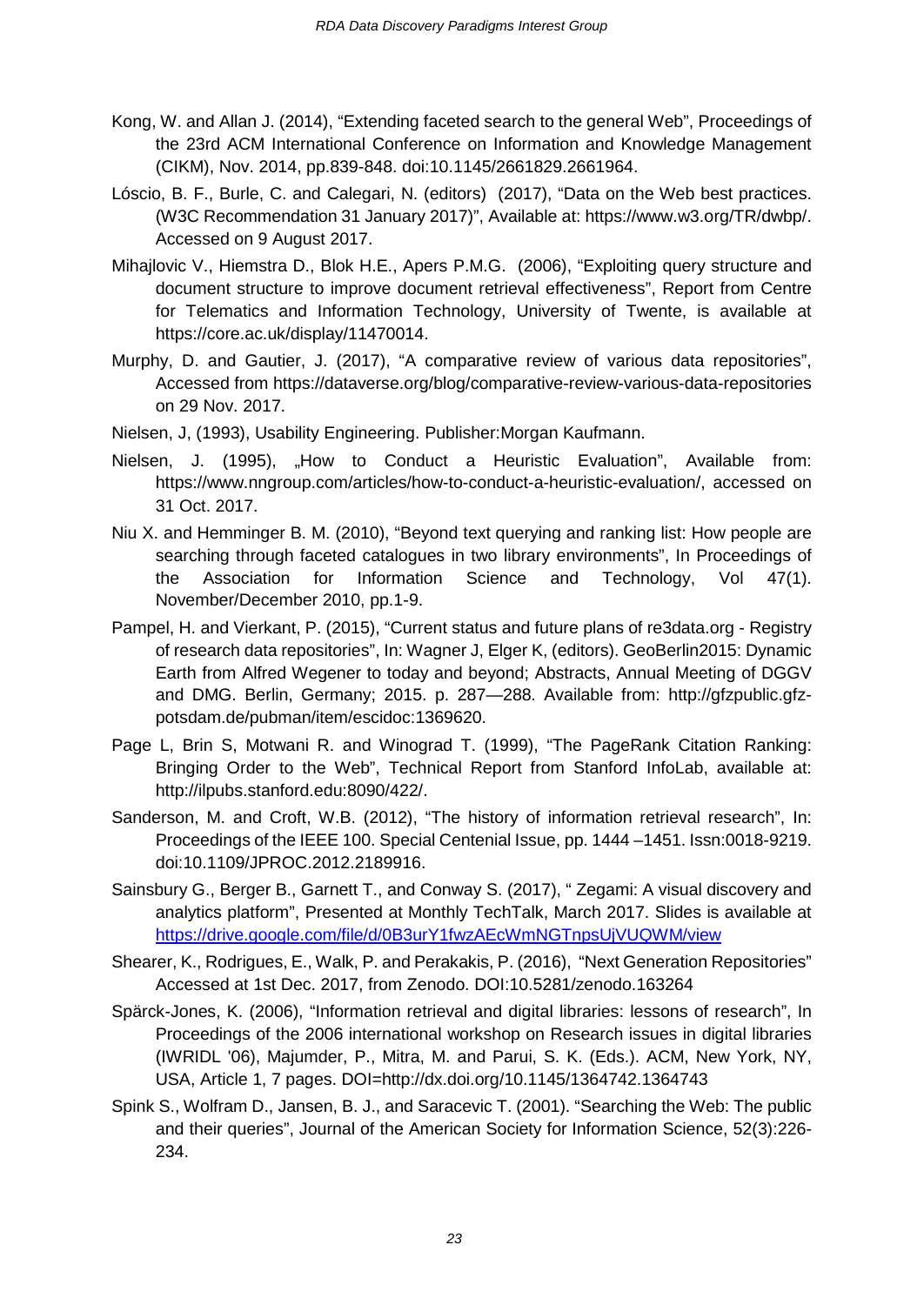Kong, W. and Allan J. (2014), "Extending faceted search to the general Web", Proceedings of the 23rd ACM International Conference on Information and Knowledge Management (CIKM), Nov. 2014, pp.839-848. doi:10.1145/2661829.2661964.

Lóscio, B. F., Burle, C. and Calegari, N. (editors) (2017), "Data on the Web best practices. (W3C Recommendation 31 January 2017)", Available at: https://www.w3.org/TR/dwbp/. Accessed on 9 August 2017.

Mihajlovic V., Hiemstra D., Blok H.E., Apers P.M.G. (2006), "Exploiting query structure and document structure to improve document retrieval effectiveness", Report from Centre for Telematics and Information Technology, University of Twente, is available at https://core.ac.uk/display/11470014.

Murphy, D. and Gautier, J. (2017), "A comparative review of various data repositories", Accessed from https://dataverse.org/blog/comparative-review-various-data-repositories on 29 Nov. 2017.

Nielsen, J, (1993), Usability Engineering. Publisher:Morgan Kaufmann.

Nielsen, J. (1995), „How to Conduct a Heuristic Evaluation", Available from: https://www.nngroup.com/articles/how-to-conduct-a-heuristic-evaluation/, accessed on 31 Oct. 2017.

Niu X. and Hemminger B. M. (2010), "Beyond text querying and ranking list: How people are searching through faceted catalogues in two library environments", In Proceedings of the Association for Information Science and Technology, Vol 47(1). November/December 2010, pp.1-9.

Pampel, H. and Vierkant, P. (2015), "Current status and future plans of re3data.org - Registry of research data repositories", In: Wagner J, Elger K, (editors). GeoBerlin2015: Dynamic Earth from Alfred Wegener to today and beyond; Abstracts, Annual Meeting of DGGV and DMG. Berlin, Germany; 2015. p. 287—288. Available from: http://gfzpublic.gfz-potsdam.de/pubman/item/escidoc:1369620.

Page L, Brin S, Motwani R. and Winograd T. (1999), "The PageRank Citation Ranking: Bringing Order to the Web", Technical Report from Stanford InfoLab, available at: http://ilpubs.stanford.edu:8090/422/.

Sanderson, M. and Croft, W.B. (2012), "The history of information retrieval research", In: Proceedings of the IEEE 100. Special Centenial Issue, pp. 1444 –1451. Issn:0018-9219. doi:10.1109/JPROC.2012.2189916.

Sainsbury G., Berger B., Garnett T., and Conway S. (2017), " Zegami: A visual discovery and analytics platform", Presented at Monthly TechTalk, March 2017. Slides is available at https://drive.google.com/file/d/0B3urY1fwzAEcWmNGTnpsUjVUQWM/view

Shearer, K., Rodrigues, E., Walk, P. and Perakakis, P. (2016), "Next Generation Repositories" Accessed at 1st Dec. 2017, from Zenodo. DOI:10.5281/zenodo.163264

Spärck-Jones, K. (2006), "Information retrieval and digital libraries: lessons of research", In Proceedings of the 2006 international workshop on Research issues in digital libraries (IWRIDL '06), Majumder, P., Mitra, M. and Parui, S. K. (Eds.). ACM, New York, NY, USA, Article 1, 7 pages. DOI=http://dx.doi.org/10.1145/1364742.1364743

Spink S., Wolfram D., Jansen, B. J., and Saracevic T. (2001). "Searching the Web: The public and their queries", Journal of the American Society for Information Science, 52(3):226-234.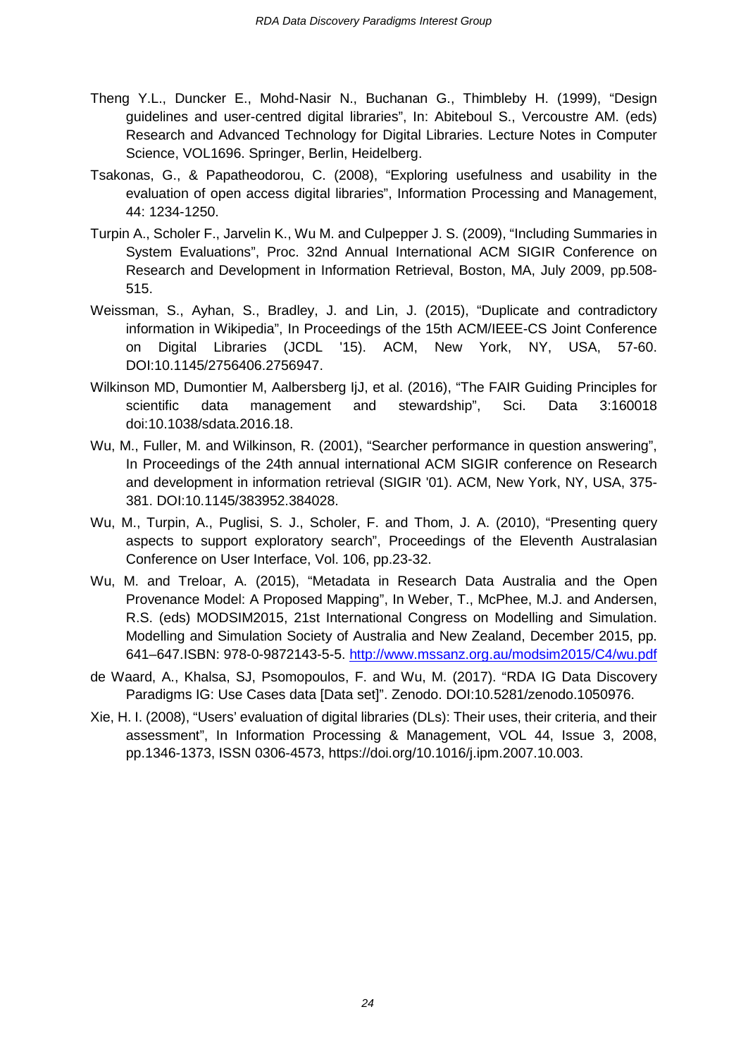Theng Y.L., Duncker E., Mohd-Nasir N., Buchanan G., Thimbleby H. (1999), "Design guidelines and user-centred digital libraries", In: Abiteboul S., Vercoustre AM. (eds) Research and Advanced Technology for Digital Libraries. Lecture Notes in Computer Science, VOL1696. Springer, Berlin, Heidelberg.

Tsakonas, G., & Papatheodorou, C. (2008), "Exploring usefulness and usability in the evaluation of open access digital libraries", Information Processing and Management, 44: 1234-1250.

Turpin A., Scholer F., Jarvelin K., Wu M. and Culpepper J. S. (2009), "Including Summaries in System Evaluations", Proc. 32nd Annual International ACM SIGIR Conference on Research and Development in Information Retrieval, Boston, MA, July 2009, pp.508-515.

Weissman, S., Ayhan, S., Bradley, J. and Lin, J. (2015), "Duplicate and contradictory information in Wikipedia", In Proceedings of the 15th ACM/IEEE-CS Joint Conference on Digital Libraries (JCDL '15). ACM, New York, NY, USA, 57-60. DOI:10.1145/2756406.2756947.

Wilkinson MD, Dumontier M, Aalbersberg IjJ, et al. (2016), "The FAIR Guiding Principles for scientific data management and stewardship", Sci. Data 3:160018 doi:10.1038/sdata.2016.18.

Wu, M., Fuller, M. and Wilkinson, R. (2001), "Searcher performance in question answering", In Proceedings of the 24th annual international ACM SIGIR conference on Research and development in information retrieval (SIGIR '01). ACM, New York, NY, USA, 375-381. DOI:10.1145/383952.384028.

Wu, M., Turpin, A., Puglisi, S. J., Scholer, F. and Thom, J. A. (2010), "Presenting query aspects to support exploratory search", Proceedings of the Eleventh Australasian Conference on User Interface, Vol. 106, pp.23-32.

Wu, M. and Treloar, A. (2015), "Metadata in Research Data Australia and the Open Provenance Model: A Proposed Mapping", In Weber, T., McPhee, M.J. and Andersen, R.S. (eds) MODSIM2015, 21st International Congress on Modelling and Simulation. Modelling and Simulation Society of Australia and New Zealand, December 2015, pp. 641–647.ISBN: 978-0-9872143-5-5. http://www.mssanz.org.au/modsim2015/C4/wu.pdf

de Waard, A., Khalsa, SJ, Psomopoulos, F. and Wu, M. (2017). "RDA IG Data Discovery Paradigms IG: Use Cases data [Data set]". Zenodo. DOI:10.5281/zenodo.1050976.

Xie, H. I. (2008), "Users' evaluation of digital libraries (DLs): Their uses, their criteria, and their assessment", In Information Processing & Management, VOL 44, Issue 3, 2008, pp.1346-1373, ISSN 0306-4573, https://doi.org/10.1016/j.ipm.2007.10.003.